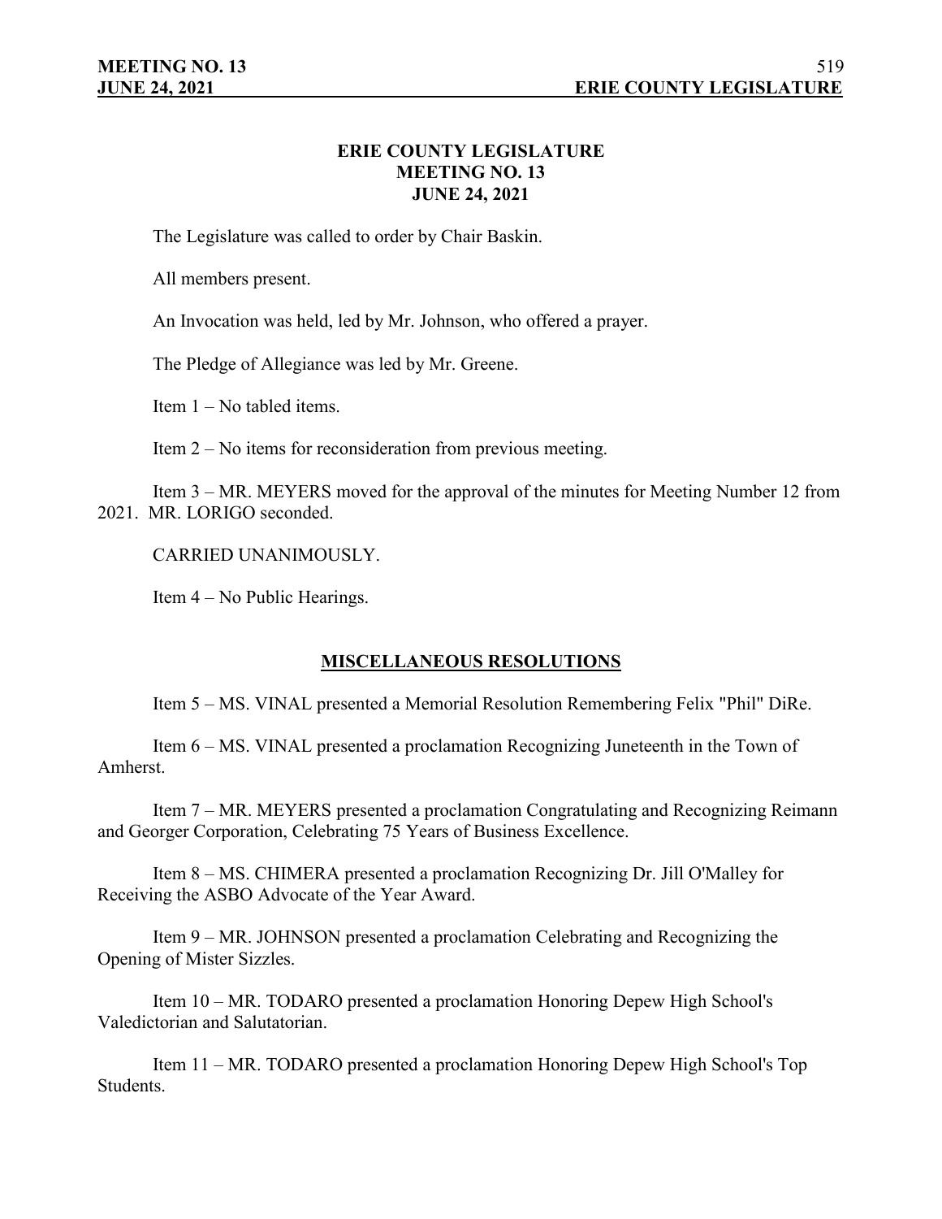# ERIE COUNTY LEGISLATURE
## MEETING NO. 13
## JUNE 24, 2021

The Legislature was called to order by Chair Baskin.

All members present.

An Invocation was held, led by Mr. Johnson, who offered a prayer.

The Pledge of Allegiance was led by Mr. Greene.

Item 1 – No tabled items.

Item 2 – No items for reconsideration from previous meeting.

Item 3 – MR. MEYERS moved for the approval of the minutes for Meeting Number 12 from 2021. MR. LORIGO seconded.

CARRIED UNANIMOUSLY.

Item 4 – No Public Hearings.

## MISCELLANEOUS RESOLUTIONS

Item 5 – MS. VINAL presented a Memorial Resolution Remembering Felix "Phil" DiRe.

Item 6 – MS. VINAL presented a proclamation Recognizing Juneteenth in the Town of Amherst.

Item 7 – MR. MEYERS presented a proclamation Congratulating and Recognizing Reimann and Georger Corporation, Celebrating 75 Years of Business Excellence.

Item 8 – MS. CHIMERA presented a proclamation Recognizing Dr. Jill O'Malley for Receiving the ASBO Advocate of the Year Award.

Item 9 – MR. JOHNSON presented a proclamation Celebrating and Recognizing the Opening of Mister Sizzles.

Item 10 – MR. TODARO presented a proclamation Honoring Depew High School's Valedictorian and Salutatorian.

Item 11 – MR. TODARO presented a proclamation Honoring Depew High School's Top Students.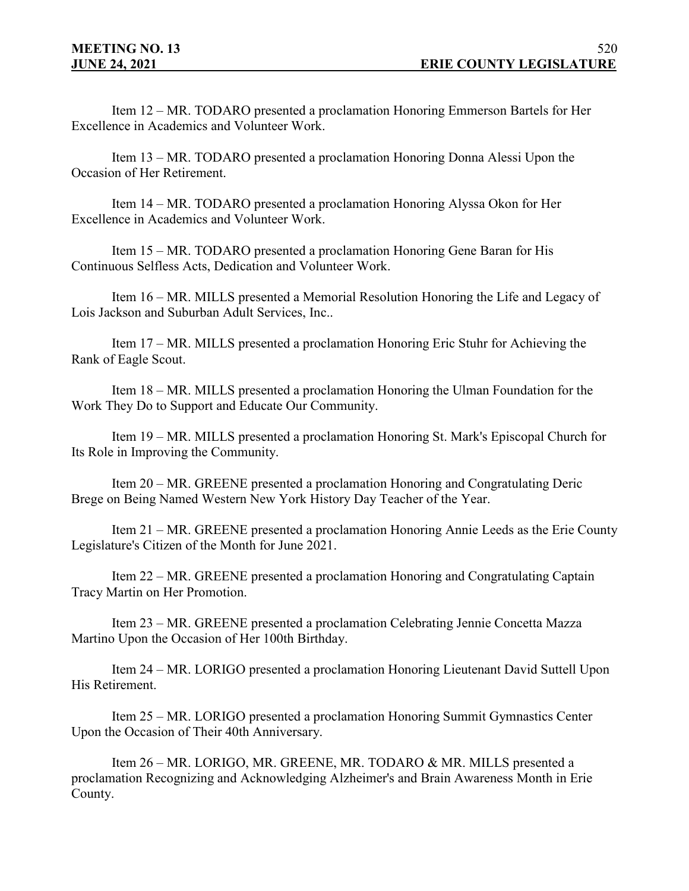Item 12 – MR. TODARO presented a proclamation Honoring Emmerson Bartels for Her Excellence in Academics and Volunteer Work.

Item 13 – MR. TODARO presented a proclamation Honoring Donna Alessi Upon the Occasion of Her Retirement.

Item 14 – MR. TODARO presented a proclamation Honoring Alyssa Okon for Her Excellence in Academics and Volunteer Work.

Item 15 – MR. TODARO presented a proclamation Honoring Gene Baran for His Continuous Selfless Acts, Dedication and Volunteer Work.

Item 16 – MR. MILLS presented a Memorial Resolution Honoring the Life and Legacy of Lois Jackson and Suburban Adult Services, Inc..

Item 17 – MR. MILLS presented a proclamation Honoring Eric Stuhr for Achieving the Rank of Eagle Scout.

Item 18 – MR. MILLS presented a proclamation Honoring the Ulman Foundation for the Work They Do to Support and Educate Our Community.

Item 19 – MR. MILLS presented a proclamation Honoring St. Mark's Episcopal Church for Its Role in Improving the Community.

Item 20 – MR. GREENE presented a proclamation Honoring and Congratulating Deric Brege on Being Named Western New York History Day Teacher of the Year.

Item 21 – MR. GREENE presented a proclamation Honoring Annie Leeds as the Erie County Legislature's Citizen of the Month for June 2021.

Item 22 – MR. GREENE presented a proclamation Honoring and Congratulating Captain Tracy Martin on Her Promotion.

Item 23 – MR. GREENE presented a proclamation Celebrating Jennie Concetta Mazza Martino Upon the Occasion of Her 100th Birthday.

Item 24 – MR. LORIGO presented a proclamation Honoring Lieutenant David Suttell Upon His Retirement.

Item 25 – MR. LORIGO presented a proclamation Honoring Summit Gymnastics Center Upon the Occasion of Their 40th Anniversary.

Item 26 – MR. LORIGO, MR. GREENE, MR. TODARO & MR. MILLS presented a proclamation Recognizing and Acknowledging Alzheimer's and Brain Awareness Month in Erie County.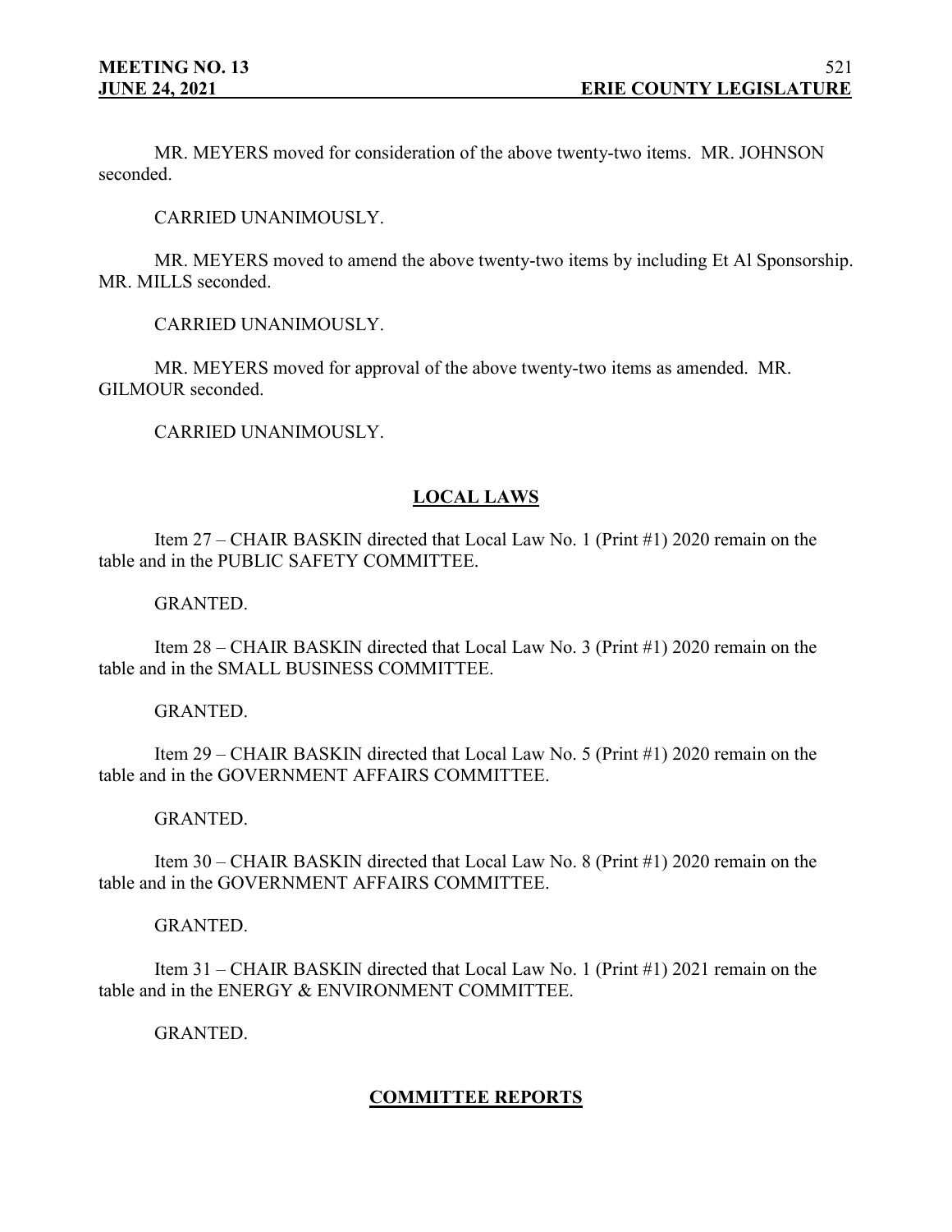MR. MEYERS moved for consideration of the above twenty-two items. MR. JOHNSON seconded.

CARRIED UNANIMOUSLY.

MR. MEYERS moved to amend the above twenty-two items by including Et Al Sponsorship. MR. MILLS seconded.

CARRIED UNANIMOUSLY.

MR. MEYERS moved for approval of the above twenty-two items as amended. MR. GILMOUR seconded.

CARRIED UNANIMOUSLY.

## LOCAL LAWS

Item 27 – CHAIR BASKIN directed that Local Law No. 1 (Print #1) 2020 remain on the table and in the PUBLIC SAFETY COMMITTEE.

GRANTED.

Item 28 – CHAIR BASKIN directed that Local Law No. 3 (Print #1) 2020 remain on the table and in the SMALL BUSINESS COMMITTEE.

GRANTED.

Item 29 – CHAIR BASKIN directed that Local Law No. 5 (Print #1) 2020 remain on the table and in the GOVERNMENT AFFAIRS COMMITTEE.

GRANTED.

Item 30 – CHAIR BASKIN directed that Local Law No. 8 (Print #1) 2020 remain on the table and in the GOVERNMENT AFFAIRS COMMITTEE.

GRANTED.

Item 31 – CHAIR BASKIN directed that Local Law No. 1 (Print #1) 2021 remain on the table and in the ENERGY & ENVIRONMENT COMMITTEE.

GRANTED.

## COMMITTEE REPORTS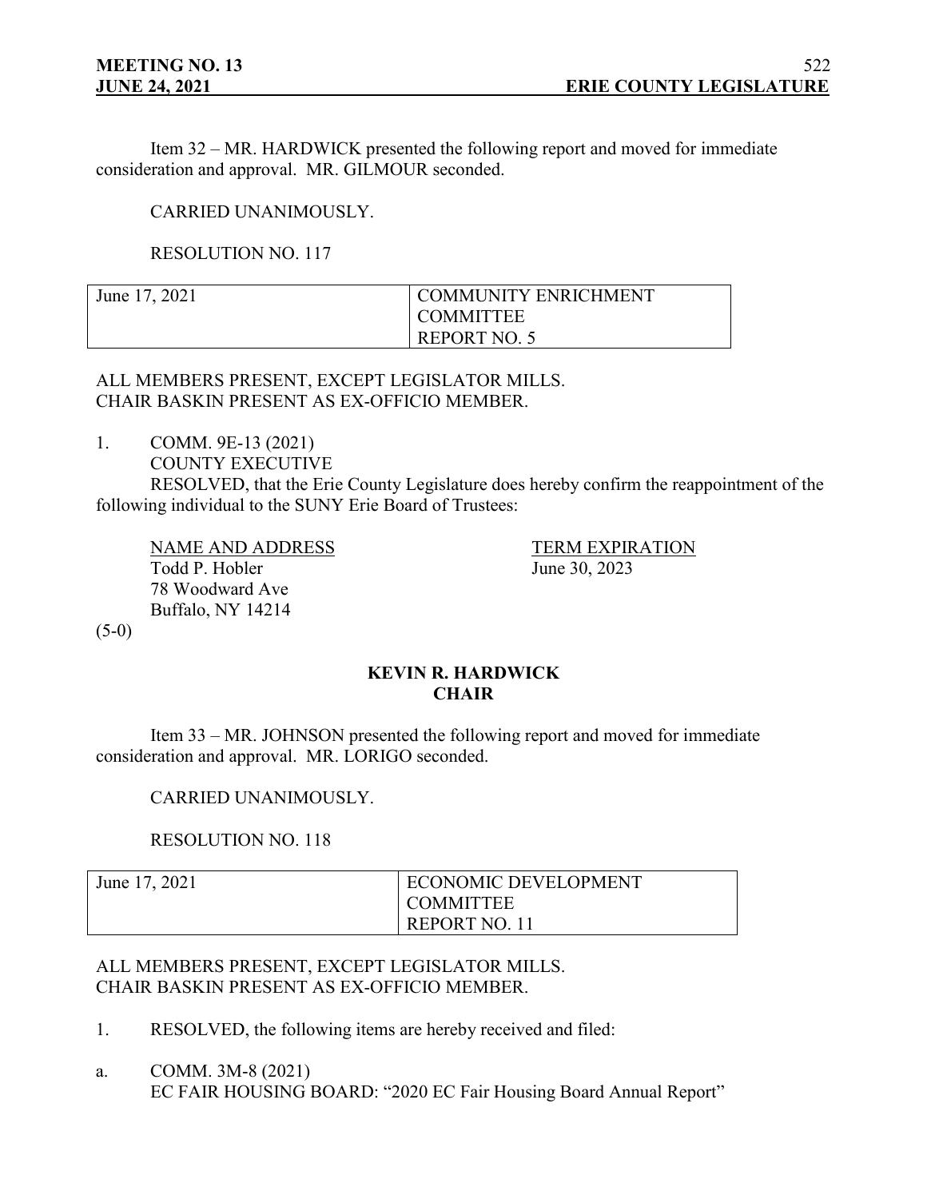Item 32 – MR. HARDWICK presented the following report and moved for immediate consideration and approval. MR. GILMOUR seconded.

CARRIED UNANIMOUSLY.

RESOLUTION NO. 117

| | |
|---|---|
| June 17, 2021 | COMMUNITY ENRICHMENT COMMITTEE REPORT NO. 5 |

ALL MEMBERS PRESENT, EXCEPT LEGISLATOR MILLS.
CHAIR BASKIN PRESENT AS EX-OFFICIO MEMBER.

1. COMM. 9E-13 (2021)
COUNTY EXECUTIVE
RESOLVED, that the Erie County Legislature does hereby confirm the reappointment of the following individual to the SUNY Erie Board of Trustees:

| NAME AND ADDRESS | TERM EXPIRATION |
|---|---|
| Todd P. Hobler<br>78 Woodward Ave<br>Buffalo, NY 14214 | June 30, 2023 |

(5-0)

**KEVIN R. HARDWICK**
**CHAIR**

Item 33 – MR. JOHNSON presented the following report and moved for immediate consideration and approval. MR. LORIGO seconded.

CARRIED UNANIMOUSLY.

RESOLUTION NO. 118

| | |
|---|---|
| June 17, 2021 | ECONOMIC DEVELOPMENT COMMITTEE REPORT NO. 11 |

ALL MEMBERS PRESENT, EXCEPT LEGISLATOR MILLS.
CHAIR BASKIN PRESENT AS EX-OFFICIO MEMBER.

1. RESOLVED, the following items are hereby received and filed:

a. COMM. 3M-8 (2021)
EC FAIR HOUSING BOARD: "2020 EC Fair Housing Board Annual Report"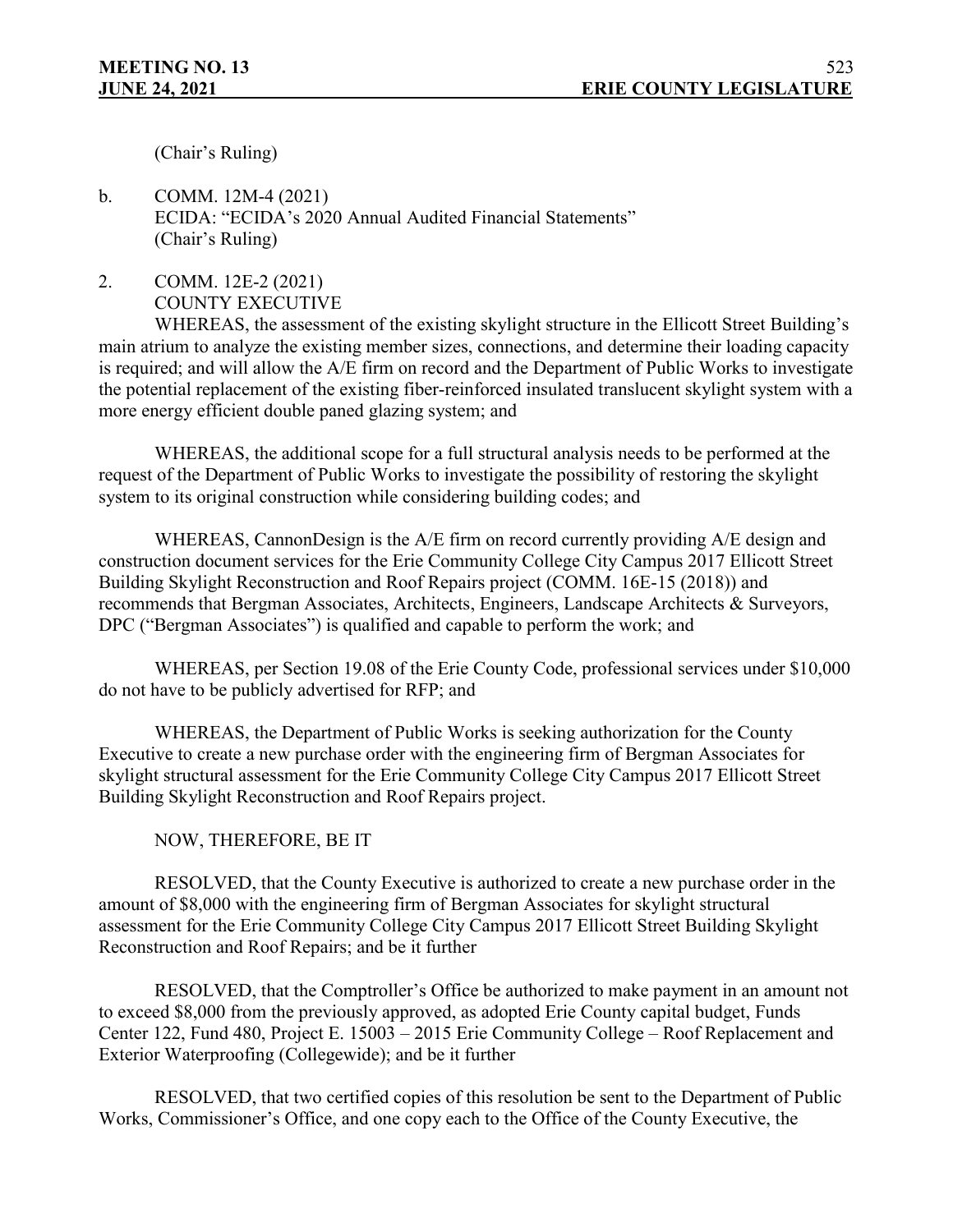(Chair's Ruling)

b. COMM. 12M-4 (2021)
ECIDA: "ECIDA's 2020 Annual Audited Financial Statements"
(Chair's Ruling)

2. COMM. 12E-2 (2021)
COUNTY EXECUTIVE

WHEREAS, the assessment of the existing skylight structure in the Ellicott Street Building's main atrium to analyze the existing member sizes, connections, and determine their loading capacity is required; and will allow the A/E firm on record and the Department of Public Works to investigate the potential replacement of the existing fiber-reinforced insulated translucent skylight system with a more energy efficient double paned glazing system; and

WHEREAS, the additional scope for a full structural analysis needs to be performed at the request of the Department of Public Works to investigate the possibility of restoring the skylight system to its original construction while considering building codes; and

WHEREAS, CannonDesign is the A/E firm on record currently providing A/E design and construction document services for the Erie Community College City Campus 2017 Ellicott Street Building Skylight Reconstruction and Roof Repairs project (COMM. 16E-15 (2018)) and recommends that Bergman Associates, Architects, Engineers, Landscape Architects & Surveyors, DPC ("Bergman Associates") is qualified and capable to perform the work; and

WHEREAS, per Section 19.08 of the Erie County Code, professional services under $10,000 do not have to be publicly advertised for RFP; and

WHEREAS, the Department of Public Works is seeking authorization for the County Executive to create a new purchase order with the engineering firm of Bergman Associates for skylight structural assessment for the Erie Community College City Campus 2017 Ellicott Street Building Skylight Reconstruction and Roof Repairs project.

NOW, THEREFORE, BE IT

RESOLVED, that the County Executive is authorized to create a new purchase order in the amount of $8,000 with the engineering firm of Bergman Associates for skylight structural assessment for the Erie Community College City Campus 2017 Ellicott Street Building Skylight Reconstruction and Roof Repairs; and be it further

RESOLVED, that the Comptroller's Office be authorized to make payment in an amount not to exceed $8,000 from the previously approved, as adopted Erie County capital budget, Funds Center 122, Fund 480, Project E. 15003 – 2015 Erie Community College – Roof Replacement and Exterior Waterproofing (Collegewide); and be it further

RESOLVED, that two certified copies of this resolution be sent to the Department of Public Works, Commissioner's Office, and one copy each to the Office of the County Executive, the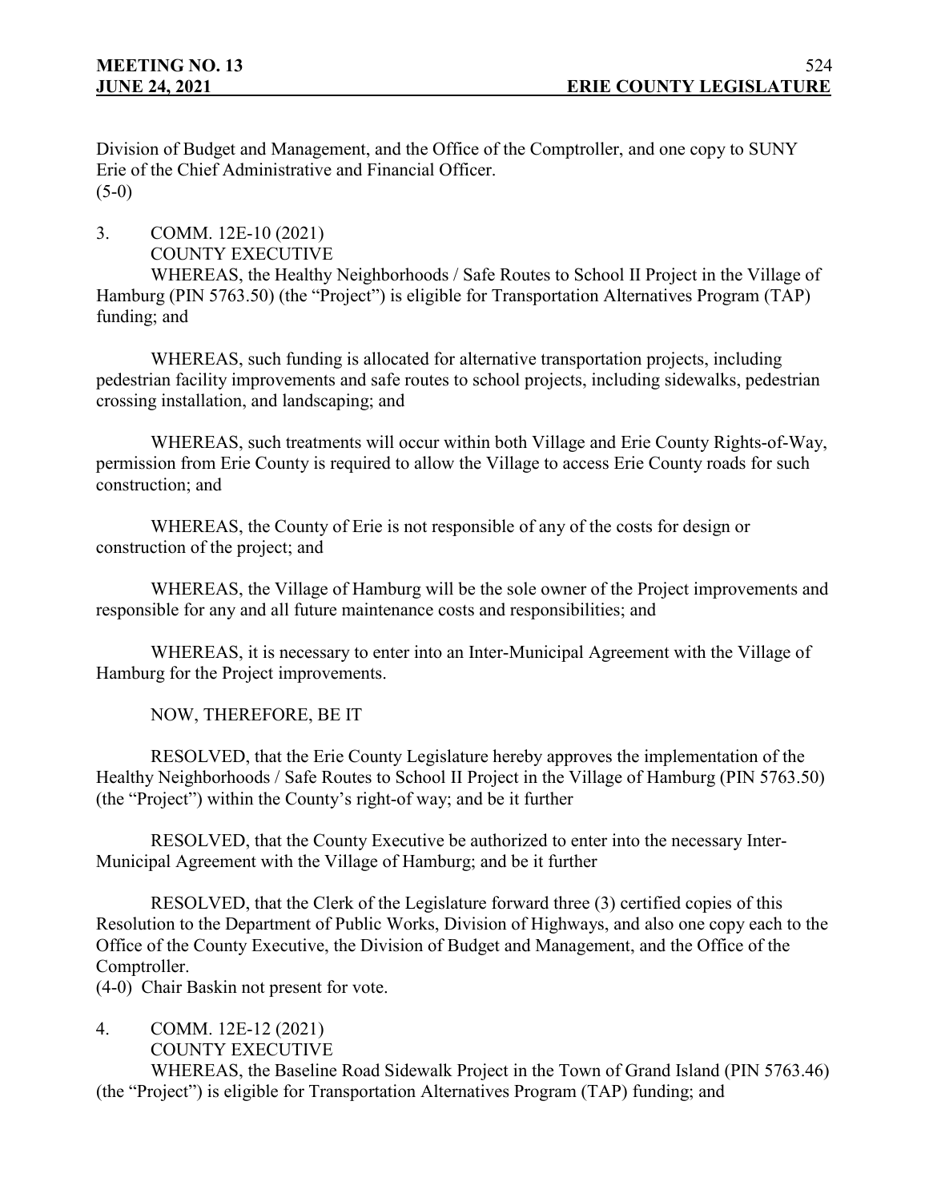Division of Budget and Management, and the Office of the Comptroller, and one copy to SUNY Erie of the Chief Administrative and Financial Officer.
(5-0)

3. COMM. 12E-10 (2021)
COUNTY EXECUTIVE

WHEREAS, the Healthy Neighborhoods / Safe Routes to School II Project in the Village of Hamburg (PIN 5763.50) (the "Project") is eligible for Transportation Alternatives Program (TAP) funding; and

WHEREAS, such funding is allocated for alternative transportation projects, including pedestrian facility improvements and safe routes to school projects, including sidewalks, pedestrian crossing installation, and landscaping; and

WHEREAS, such treatments will occur within both Village and Erie County Rights-of-Way, permission from Erie County is required to allow the Village to access Erie County roads for such construction; and

WHEREAS, the County of Erie is not responsible of any of the costs for design or construction of the project; and

WHEREAS, the Village of Hamburg will be the sole owner of the Project improvements and responsible for any and all future maintenance costs and responsibilities; and

WHEREAS, it is necessary to enter into an Inter-Municipal Agreement with the Village of Hamburg for the Project improvements.

NOW, THEREFORE, BE IT

RESOLVED, that the Erie County Legislature hereby approves the implementation of the Healthy Neighborhoods / Safe Routes to School II Project in the Village of Hamburg (PIN 5763.50) (the "Project") within the County's right-of way; and be it further

RESOLVED, that the County Executive be authorized to enter into the necessary Inter-Municipal Agreement with the Village of Hamburg; and be it further

RESOLVED, that the Clerk of the Legislature forward three (3) certified copies of this Resolution to the Department of Public Works, Division of Highways, and also one copy each to the Office of the County Executive, the Division of Budget and Management, and the Office of the Comptroller.
(4-0) Chair Baskin not present for vote.

4. COMM. 12E-12 (2021)
COUNTY EXECUTIVE

WHEREAS, the Baseline Road Sidewalk Project in the Town of Grand Island (PIN 5763.46) (the "Project") is eligible for Transportation Alternatives Program (TAP) funding; and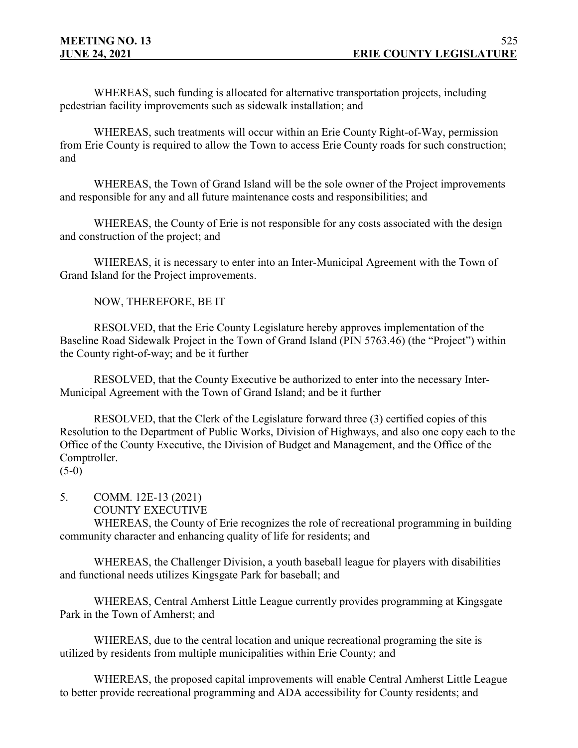WHEREAS, such funding is allocated for alternative transportation projects, including pedestrian facility improvements such as sidewalk installation; and

WHEREAS, such treatments will occur within an Erie County Right-of-Way, permission from Erie County is required to allow the Town to access Erie County roads for such construction; and

WHEREAS, the Town of Grand Island will be the sole owner of the Project improvements and responsible for any and all future maintenance costs and responsibilities; and

WHEREAS, the County of Erie is not responsible for any costs associated with the design and construction of the project; and

WHEREAS, it is necessary to enter into an Inter-Municipal Agreement with the Town of Grand Island for the Project improvements.

NOW, THEREFORE, BE IT

RESOLVED, that the Erie County Legislature hereby approves implementation of the Baseline Road Sidewalk Project in the Town of Grand Island (PIN 5763.46) (the "Project") within the County right-of-way; and be it further

RESOLVED, that the County Executive be authorized to enter into the necessary Inter-Municipal Agreement with the Town of Grand Island; and be it further

RESOLVED, that the Clerk of the Legislature forward three (3) certified copies of this Resolution to the Department of Public Works, Division of Highways, and also one copy each to the Office of the County Executive, the Division of Budget and Management, and the Office of the Comptroller.
(5-0)

5. COMM. 12E-13 (2021)
COUNTY EXECUTIVE

WHEREAS, the County of Erie recognizes the role of recreational programming in building community character and enhancing quality of life for residents; and

WHEREAS, the Challenger Division, a youth baseball league for players with disabilities and functional needs utilizes Kingsgate Park for baseball; and

WHEREAS, Central Amherst Little League currently provides programming at Kingsgate Park in the Town of Amherst; and

WHEREAS, due to the central location and unique recreational programing the site is utilized by residents from multiple municipalities within Erie County; and

WHEREAS, the proposed capital improvements will enable Central Amherst Little League to better provide recreational programming and ADA accessibility for County residents; and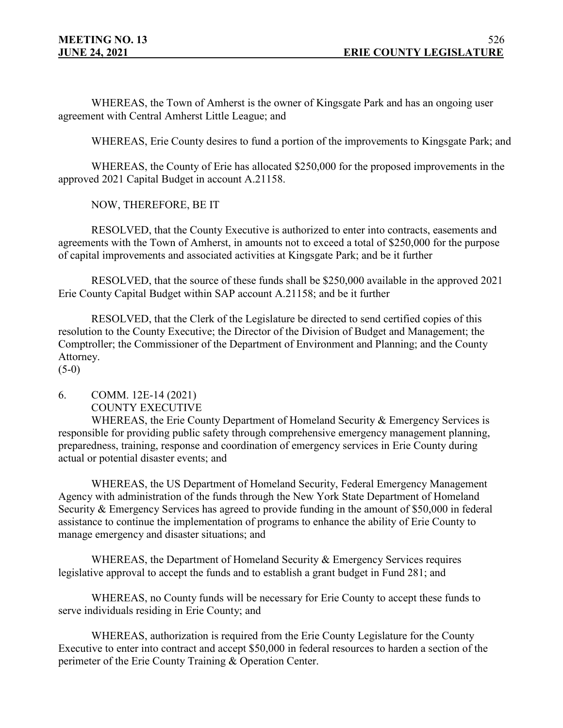WHEREAS, the Town of Amherst is the owner of Kingsgate Park and has an ongoing user agreement with Central Amherst Little League; and

WHEREAS, Erie County desires to fund a portion of the improvements to Kingsgate Park; and

WHEREAS, the County of Erie has allocated $250,000 for the proposed improvements in the approved 2021 Capital Budget in account A.21158.

NOW, THEREFORE, BE IT

RESOLVED, that the County Executive is authorized to enter into contracts, easements and agreements with the Town of Amherst, in amounts not to exceed a total of $250,000 for the purpose of capital improvements and associated activities at Kingsgate Park; and be it further

RESOLVED, that the source of these funds shall be $250,000 available in the approved 2021 Erie County Capital Budget within SAP account A.21158; and be it further

RESOLVED, that the Clerk of the Legislature be directed to send certified copies of this resolution to the County Executive; the Director of the Division of Budget and Management; the Comptroller; the Commissioner of the Department of Environment and Planning; and the County Attorney.
(5-0)

6. COMM. 12E-14 (2021)
COUNTY EXECUTIVE

WHEREAS, the Erie County Department of Homeland Security & Emergency Services is responsible for providing public safety through comprehensive emergency management planning, preparedness, training, response and coordination of emergency services in Erie County during actual or potential disaster events; and

WHEREAS, the US Department of Homeland Security, Federal Emergency Management Agency with administration of the funds through the New York State Department of Homeland Security & Emergency Services has agreed to provide funding in the amount of $50,000 in federal assistance to continue the implementation of programs to enhance the ability of Erie County to manage emergency and disaster situations; and

WHEREAS, the Department of Homeland Security & Emergency Services requires legislative approval to accept the funds and to establish a grant budget in Fund 281; and

WHEREAS, no County funds will be necessary for Erie County to accept these funds to serve individuals residing in Erie County; and

WHEREAS, authorization is required from the Erie County Legislature for the County Executive to enter into contract and accept $50,000 in federal resources to harden a section of the perimeter of the Erie County Training & Operation Center.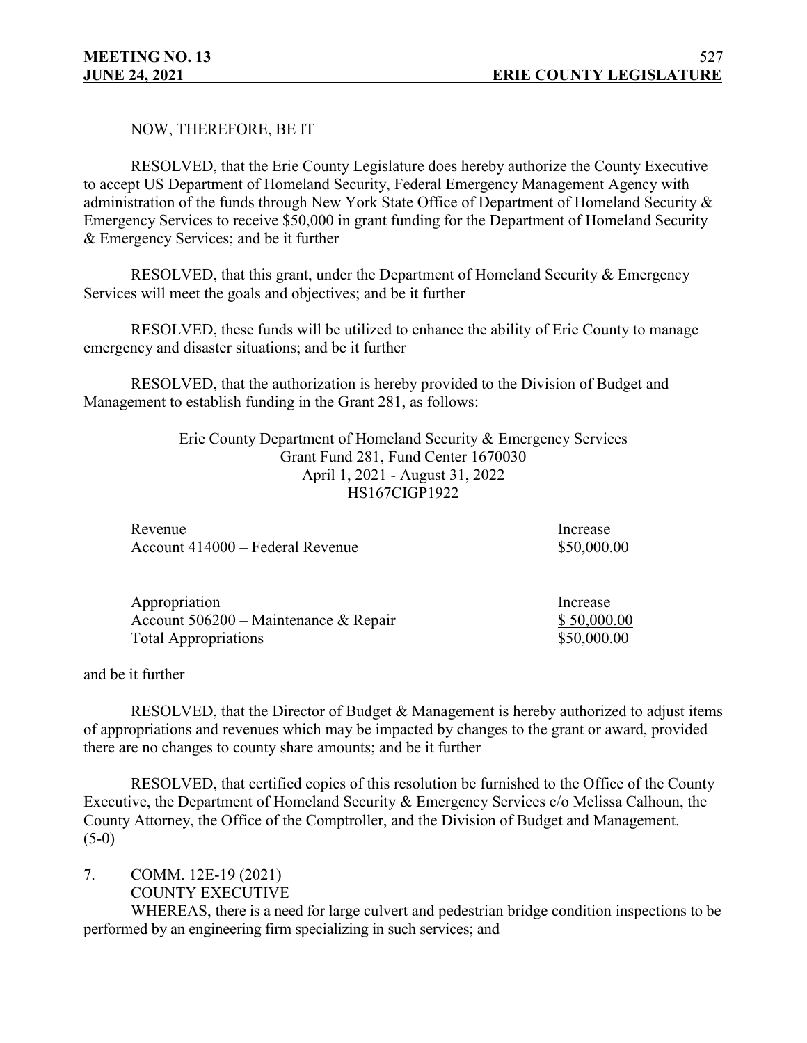NOW, THEREFORE, BE IT

RESOLVED, that the Erie County Legislature does hereby authorize the County Executive to accept US Department of Homeland Security, Federal Emergency Management Agency with administration of the funds through New York State Office of Department of Homeland Security & Emergency Services to receive $50,000 in grant funding for the Department of Homeland Security & Emergency Services; and be it further

RESOLVED, that this grant, under the Department of Homeland Security & Emergency Services will meet the goals and objectives; and be it further

RESOLVED, these funds will be utilized to enhance the ability of Erie County to manage emergency and disaster situations; and be it further

RESOLVED, that the authorization is hereby provided to the Division of Budget and Management to establish funding in the Grant 281, as follows:

Erie County Department of Homeland Security & Emergency Services
Grant Fund 281, Fund Center 1670030
April 1, 2021 - August 31, 2022
HS167CIGP1922

| | |
|---|---|
| Revenue | Increase |
| Account 414000 – Federal Revenue | $50,000.00 |
| | |
| Appropriation | Increase |
| Account 506200 – Maintenance & Repair | $ 50,000.00 |
| Total Appropriations | $50,000.00 |

and be it further

RESOLVED, that the Director of Budget & Management is hereby authorized to adjust items of appropriations and revenues which may be impacted by changes to the grant or award, provided there are no changes to county share amounts; and be it further

RESOLVED, that certified copies of this resolution be furnished to the Office of the County Executive, the Department of Homeland Security & Emergency Services c/o Melissa Calhoun, the County Attorney, the Office of the Comptroller, and the Division of Budget and Management.
(5-0)

7. COMM. 12E-19 (2021)
COUNTY EXECUTIVE

WHEREAS, there is a need for large culvert and pedestrian bridge condition inspections to be performed by an engineering firm specializing in such services; and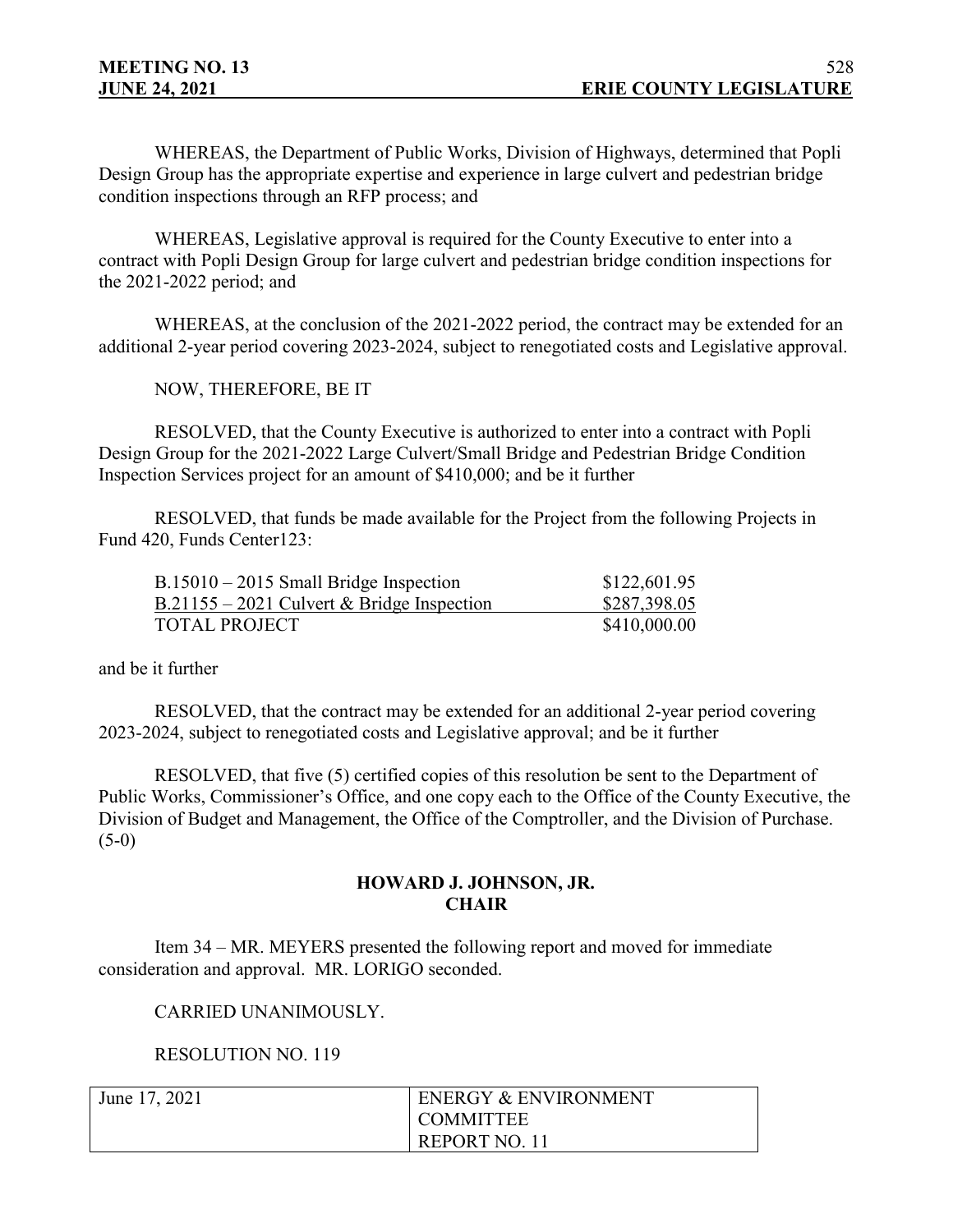WHEREAS, the Department of Public Works, Division of Highways, determined that Popli Design Group has the appropriate expertise and experience in large culvert and pedestrian bridge condition inspections through an RFP process; and

WHEREAS, Legislative approval is required for the County Executive to enter into a contract with Popli Design Group for large culvert and pedestrian bridge condition inspections for the 2021-2022 period; and

WHEREAS, at the conclusion of the 2021-2022 period, the contract may be extended for an additional 2-year period covering 2023-2024, subject to renegotiated costs and Legislative approval.

NOW, THEREFORE, BE IT

RESOLVED, that the County Executive is authorized to enter into a contract with Popli Design Group for the 2021-2022 Large Culvert/Small Bridge and Pedestrian Bridge Condition Inspection Services project for an amount of $410,000; and be it further

RESOLVED, that funds be made available for the Project from the following Projects in Fund 420, Funds Center123:

| | |
|---|---|
| B.15010 – 2015 Small Bridge Inspection | $122,601.95 |
| B.21155 – 2021 Culvert & Bridge Inspection | $287,398.05 |
| TOTAL PROJECT | $410,000.00 |

and be it further

RESOLVED, that the contract may be extended for an additional 2-year period covering 2023-2024, subject to renegotiated costs and Legislative approval; and be it further

RESOLVED, that five (5) certified copies of this resolution be sent to the Department of Public Works, Commissioner's Office, and one copy each to the Office of the County Executive, the Division of Budget and Management, the Office of the Comptroller, and the Division of Purchase. (5-0)

**HOWARD J. JOHNSON, JR.**
**CHAIR**

Item 34 – MR. MEYERS presented the following report and moved for immediate consideration and approval. MR. LORIGO seconded.

CARRIED UNANIMOUSLY.

RESOLUTION NO. 119

| | |
|---|---|
| June 17, 2021 | ENERGY & ENVIRONMENT COMMITTEE REPORT NO. 11 |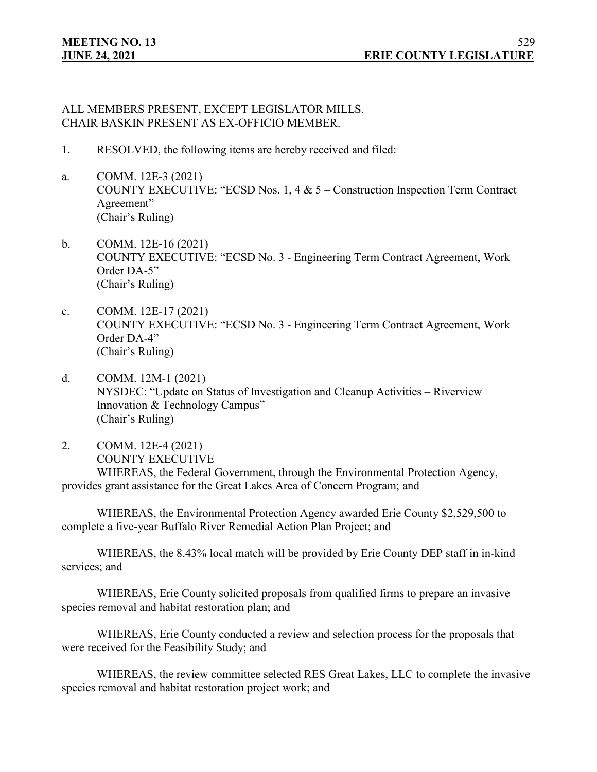ALL MEMBERS PRESENT, EXCEPT LEGISLATOR MILLS.
CHAIR BASKIN PRESENT AS EX-OFFICIO MEMBER.

1. RESOLVED, the following items are hereby received and filed:

a. COMM. 12E-3 (2021)
COUNTY EXECUTIVE: "ECSD Nos. 1, 4 & 5 – Construction Inspection Term Contract Agreement"
(Chair's Ruling)

b. COMM. 12E-16 (2021)
COUNTY EXECUTIVE: "ECSD No. 3 - Engineering Term Contract Agreement, Work Order DA-5"
(Chair's Ruling)

c. COMM. 12E-17 (2021)
COUNTY EXECUTIVE: "ECSD No. 3 - Engineering Term Contract Agreement, Work Order DA-4"
(Chair's Ruling)

d. COMM. 12M-1 (2021)
NYSDEC: "Update on Status of Investigation and Cleanup Activities – Riverview Innovation & Technology Campus"
(Chair's Ruling)

2. COMM. 12E-4 (2021)
COUNTY EXECUTIVE

WHEREAS, the Federal Government, through the Environmental Protection Agency, provides grant assistance for the Great Lakes Area of Concern Program; and

WHEREAS, the Environmental Protection Agency awarded Erie County $2,529,500 to complete a five-year Buffalo River Remedial Action Plan Project; and

WHEREAS, the 8.43% local match will be provided by Erie County DEP staff in in-kind services; and

WHEREAS, Erie County solicited proposals from qualified firms to prepare an invasive species removal and habitat restoration plan; and

WHEREAS, Erie County conducted a review and selection process for the proposals that were received for the Feasibility Study; and

WHEREAS, the review committee selected RES Great Lakes, LLC to complete the invasive species removal and habitat restoration project work; and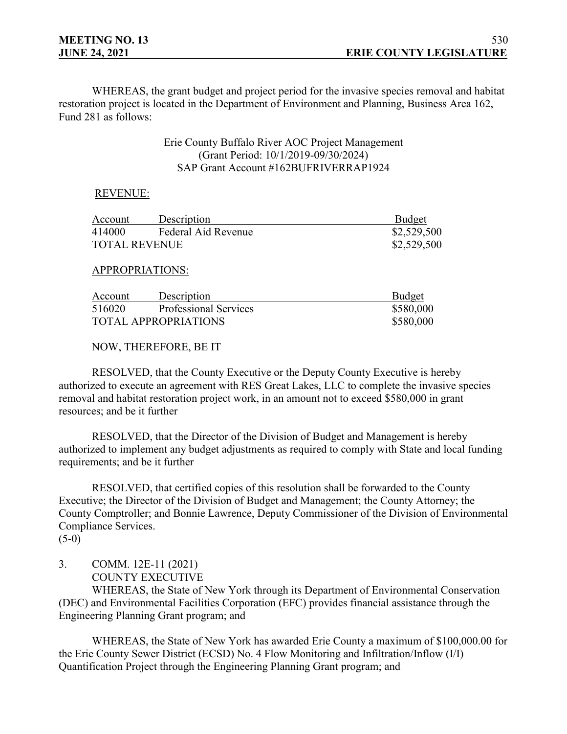WHEREAS, the grant budget and project period for the invasive species removal and habitat restoration project is located in the Department of Environment and Planning, Business Area 162, Fund 281 as follows:

Erie County Buffalo River AOC Project Management
(Grant Period: 10/1/2019-09/30/2024)
SAP Grant Account #162BUFRIVERRAP1924

REVENUE:

| Account | Description | Budget |
|---|---|---|
| 414000 | Federal Aid Revenue | \$2,529,500 |
| TOTAL REVENUE | | \$2,529,500 |

APPROPRIATIONS:

| Account | Description | Budget |
|---|---|---|
| 516020 | Professional Services | \$580,000 |
| TOTAL APPROPRIATIONS | | \$580,000 |

NOW, THEREFORE, BE IT

RESOLVED, that the County Executive or the Deputy County Executive is hereby authorized to execute an agreement with RES Great Lakes, LLC to complete the invasive species removal and habitat restoration project work, in an amount not to exceed \$580,000 in grant resources; and be it further

RESOLVED, that the Director of the Division of Budget and Management is hereby authorized to implement any budget adjustments as required to comply with State and local funding requirements; and be it further

RESOLVED, that certified copies of this resolution shall be forwarded to the County Executive; the Director of the Division of Budget and Management; the County Attorney; the County Comptroller; and Bonnie Lawrence, Deputy Commissioner of the Division of Environmental Compliance Services.
(5-0)

3. COMM. 12E-11 (2021)
COUNTY EXECUTIVE

WHEREAS, the State of New York through its Department of Environmental Conservation (DEC) and Environmental Facilities Corporation (EFC) provides financial assistance through the Engineering Planning Grant program; and

WHEREAS, the State of New York has awarded Erie County a maximum of \$100,000.00 for the Erie County Sewer District (ECSD) No. 4 Flow Monitoring and Infiltration/Inflow (I/I) Quantification Project through the Engineering Planning Grant program; and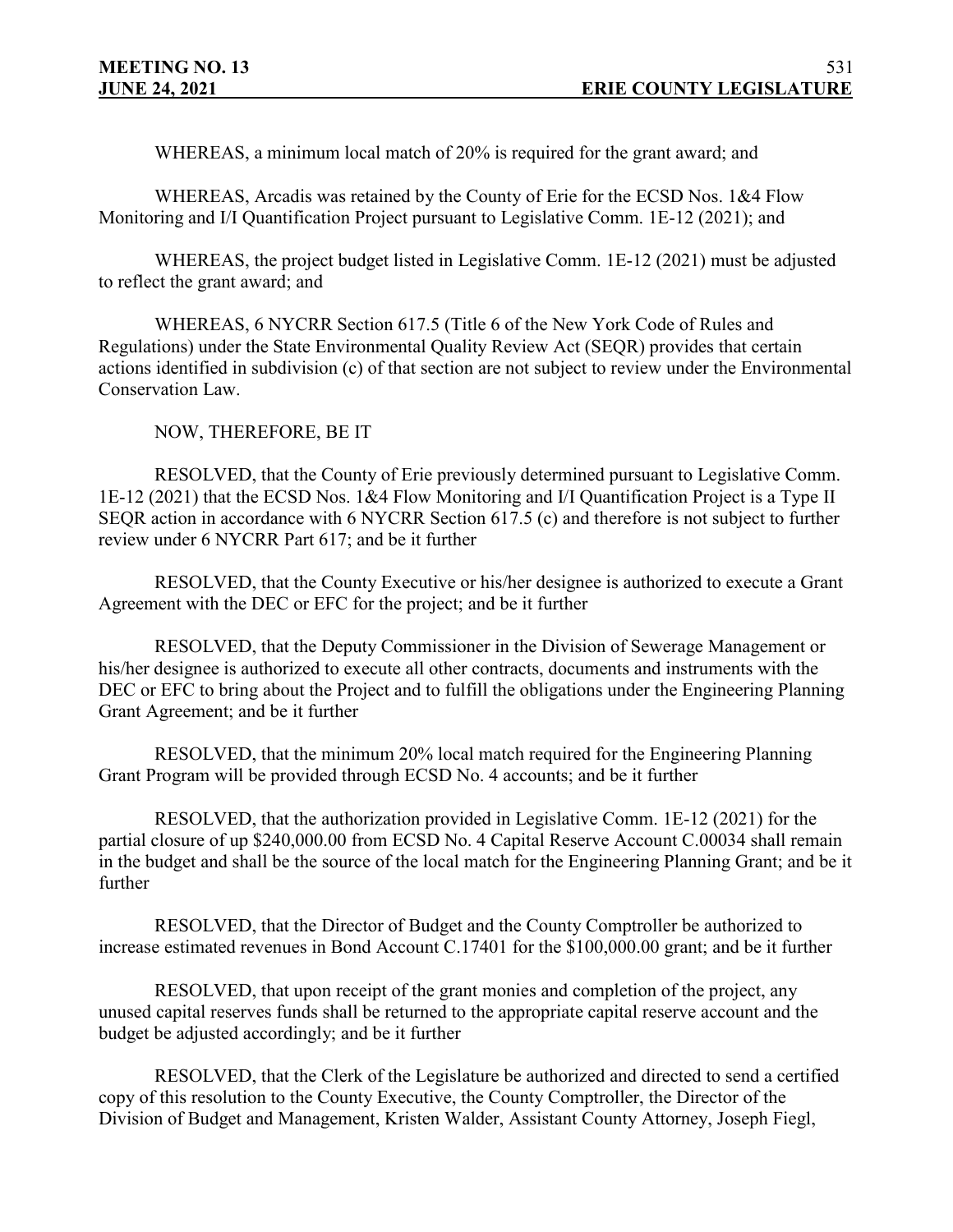WHEREAS, a minimum local match of 20% is required for the grant award; and

WHEREAS, Arcadis was retained by the County of Erie for the ECSD Nos. 1&4 Flow Monitoring and I/I Quantification Project pursuant to Legislative Comm. 1E-12 (2021); and

WHEREAS, the project budget listed in Legislative Comm. 1E-12 (2021) must be adjusted to reflect the grant award; and

WHEREAS, 6 NYCRR Section 617.5 (Title 6 of the New York Code of Rules and Regulations) under the State Environmental Quality Review Act (SEQR) provides that certain actions identified in subdivision (c) of that section are not subject to review under the Environmental Conservation Law.

NOW, THEREFORE, BE IT

RESOLVED, that the County of Erie previously determined pursuant to Legislative Comm. 1E-12 (2021) that the ECSD Nos. 1&4 Flow Monitoring and I/I Quantification Project is a Type II SEQR action in accordance with 6 NYCRR Section 617.5 (c) and therefore is not subject to further review under 6 NYCRR Part 617; and be it further

RESOLVED, that the County Executive or his/her designee is authorized to execute a Grant Agreement with the DEC or EFC for the project; and be it further

RESOLVED, that the Deputy Commissioner in the Division of Sewerage Management or his/her designee is authorized to execute all other contracts, documents and instruments with the DEC or EFC to bring about the Project and to fulfill the obligations under the Engineering Planning Grant Agreement; and be it further

RESOLVED, that the minimum 20% local match required for the Engineering Planning Grant Program will be provided through ECSD No. 4 accounts; and be it further

RESOLVED, that the authorization provided in Legislative Comm. 1E-12 (2021) for the partial closure of up $240,000.00 from ECSD No. 4 Capital Reserve Account C.00034 shall remain in the budget and shall be the source of the local match for the Engineering Planning Grant; and be it further

RESOLVED, that the Director of Budget and the County Comptroller be authorized to increase estimated revenues in Bond Account C.17401 for the $100,000.00 grant; and be it further

RESOLVED, that upon receipt of the grant monies and completion of the project, any unused capital reserves funds shall be returned to the appropriate capital reserve account and the budget be adjusted accordingly; and be it further

RESOLVED, that the Clerk of the Legislature be authorized and directed to send a certified copy of this resolution to the County Executive, the County Comptroller, the Director of the Division of Budget and Management, Kristen Walder, Assistant County Attorney, Joseph Fiegl,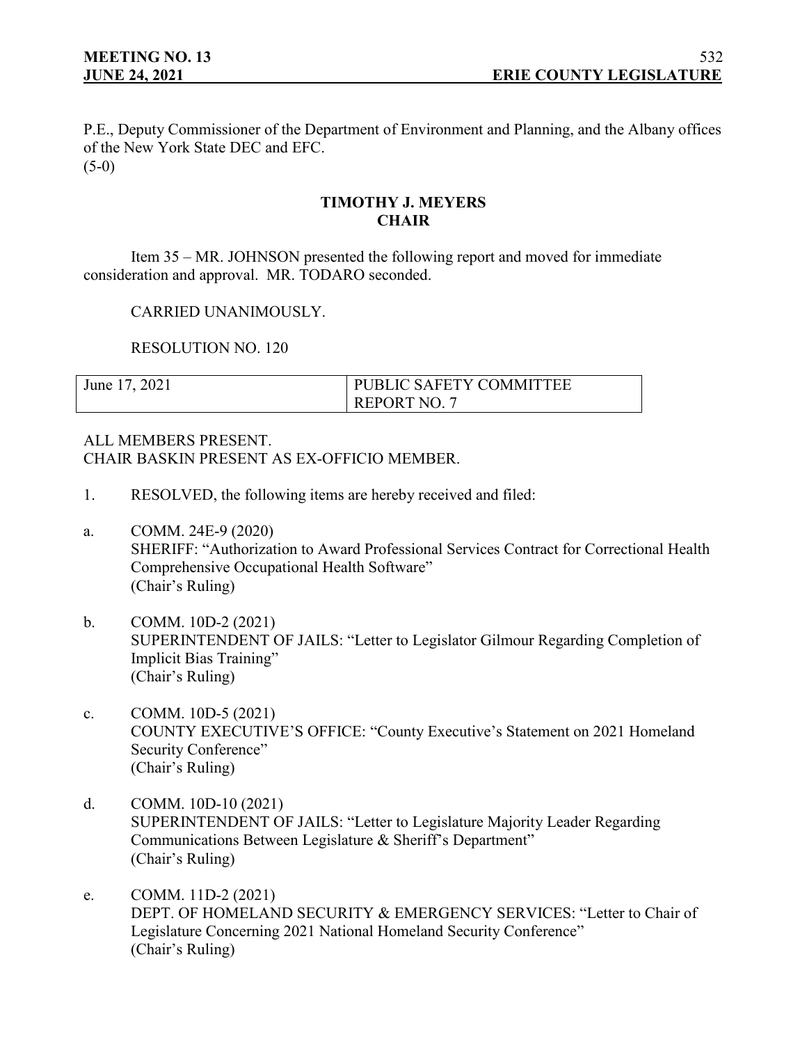P.E., Deputy Commissioner of the Department of Environment and Planning, and the Albany offices of the New York State DEC and EFC.
(5-0)

**TIMOTHY J. MEYERS**
**CHAIR**

Item 35 – MR. JOHNSON presented the following report and moved for immediate consideration and approval. MR. TODARO seconded.

CARRIED UNANIMOUSLY.

RESOLUTION NO. 120

| | |
|---|---|
| June 17, 2021 | PUBLIC SAFETY COMMITTEE<br>REPORT NO. 7 |

ALL MEMBERS PRESENT.
CHAIR BASKIN PRESENT AS EX-OFFICIO MEMBER.

1. RESOLVED, the following items are hereby received and filed:

a. COMM. 24E-9 (2020)
SHERIFF: "Authorization to Award Professional Services Contract for Correctional Health Comprehensive Occupational Health Software"
(Chair's Ruling)

b. COMM. 10D-2 (2021)
SUPERINTENDENT OF JAILS: "Letter to Legislator Gilmour Regarding Completion of Implicit Bias Training"
(Chair's Ruling)

c. COMM. 10D-5 (2021)
COUNTY EXECUTIVE'S OFFICE: "County Executive's Statement on 2021 Homeland Security Conference"
(Chair's Ruling)

d. COMM. 10D-10 (2021)
SUPERINTENDENT OF JAILS: "Letter to Legislature Majority Leader Regarding Communications Between Legislature & Sheriff's Department"
(Chair's Ruling)

e. COMM. 11D-2 (2021)
DEPT. OF HOMELAND SECURITY & EMERGENCY SERVICES: "Letter to Chair of Legislature Concerning 2021 National Homeland Security Conference"
(Chair's Ruling)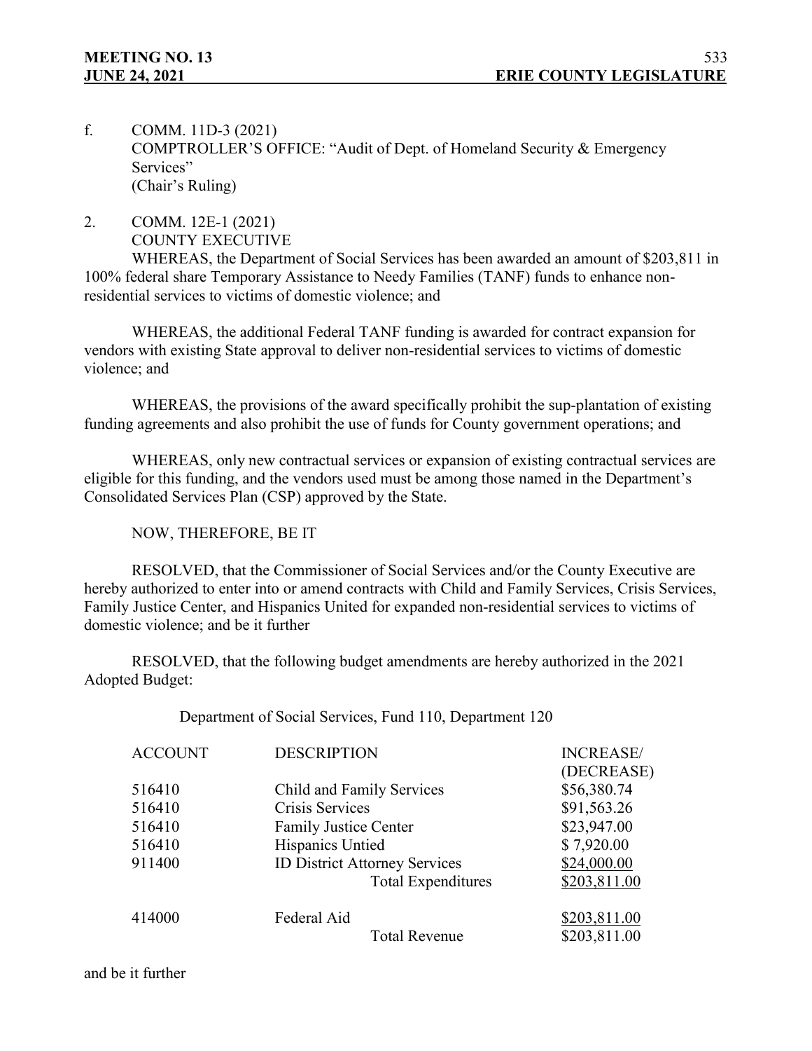f. COMM. 11D-3 (2021)
COMPTROLLER'S OFFICE: "Audit of Dept. of Homeland Security & Emergency Services"
(Chair's Ruling)

2. COMM. 12E-1 (2021)
COUNTY EXECUTIVE

WHEREAS, the Department of Social Services has been awarded an amount of $203,811 in 100% federal share Temporary Assistance to Needy Families (TANF) funds to enhance non-residential services to victims of domestic violence; and

WHEREAS, the additional Federal TANF funding is awarded for contract expansion for vendors with existing State approval to deliver non-residential services to victims of domestic violence; and

WHEREAS, the provisions of the award specifically prohibit the sup-plantation of existing funding agreements and also prohibit the use of funds for County government operations; and

WHEREAS, only new contractual services or expansion of existing contractual services are eligible for this funding, and the vendors used must be among those named in the Department's Consolidated Services Plan (CSP) approved by the State.

NOW, THEREFORE, BE IT

RESOLVED, that the Commissioner of Social Services and/or the County Executive are hereby authorized to enter into or amend contracts with Child and Family Services, Crisis Services, Family Justice Center, and Hispanics United for expanded non-residential services to victims of domestic violence; and be it further

RESOLVED, that the following budget amendments are hereby authorized in the 2021 Adopted Budget:

Department of Social Services, Fund 110, Department 120

| ACCOUNT | DESCRIPTION | INCREASE/ (DECREASE) |
|---|---|---|
| 516410 | Child and Family Services | $56,380.74 |
| 516410 | Crisis Services | $91,563.26 |
| 516410 | Family Justice Center | $23,947.00 |
| 516410 | Hispanics Untied | $ 7,920.00 |
| 911400 | ID District Attorney Services | $24,000.00 |
| | Total Expenditures | $203,811.00 |
| 414000 | Federal Aid | $203,811.00 |
| | Total Revenue | $203,811.00 |

and be it further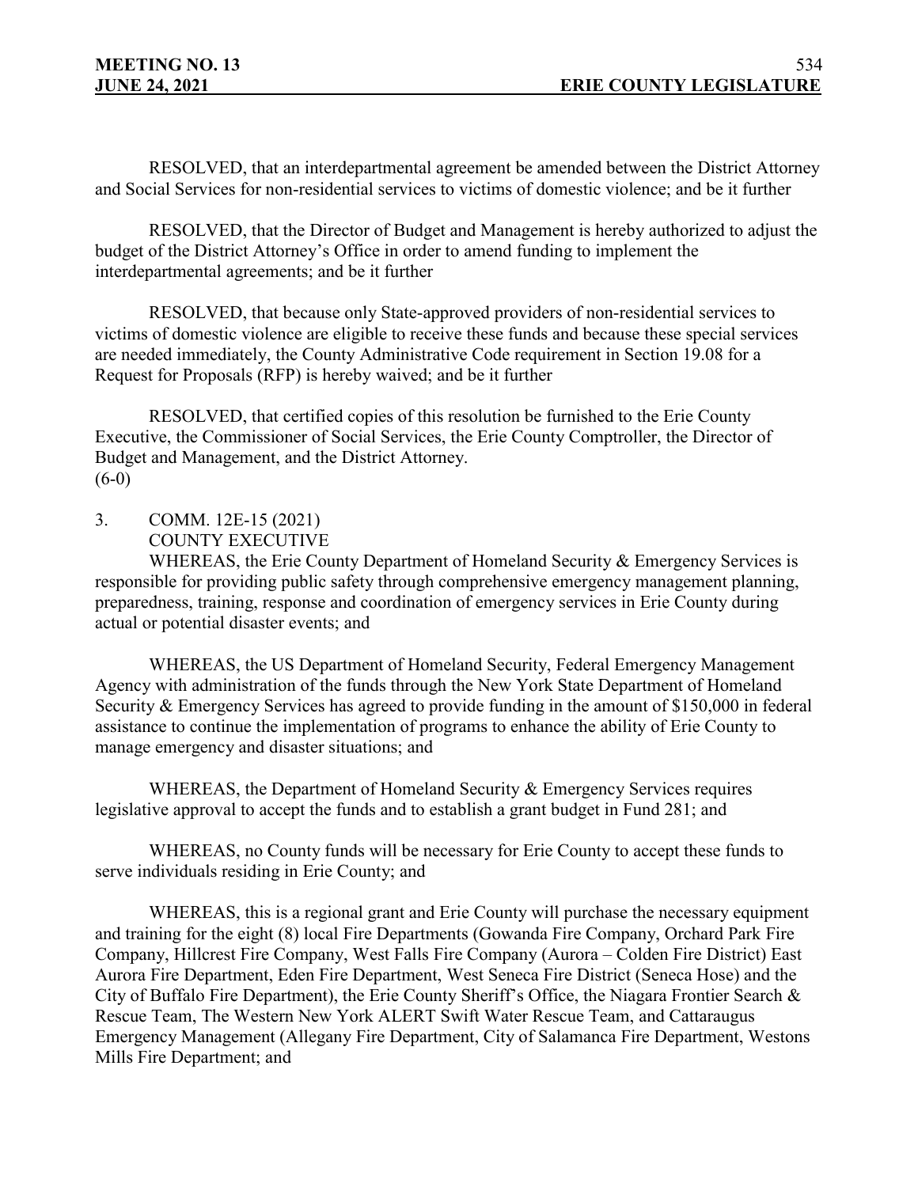RESOLVED, that an interdepartmental agreement be amended between the District Attorney and Social Services for non-residential services to victims of domestic violence; and be it further

RESOLVED, that the Director of Budget and Management is hereby authorized to adjust the budget of the District Attorney's Office in order to amend funding to implement the interdepartmental agreements; and be it further

RESOLVED, that because only State-approved providers of non-residential services to victims of domestic violence are eligible to receive these funds and because these special services are needed immediately, the County Administrative Code requirement in Section 19.08 for a Request for Proposals (RFP) is hereby waived; and be it further

RESOLVED, that certified copies of this resolution be furnished to the Erie County Executive, the Commissioner of Social Services, the Erie County Comptroller, the Director of Budget and Management, and the District Attorney.
(6-0)

3. COMM. 12E-15 (2021)
COUNTY EXECUTIVE

WHEREAS, the Erie County Department of Homeland Security & Emergency Services is responsible for providing public safety through comprehensive emergency management planning, preparedness, training, response and coordination of emergency services in Erie County during actual or potential disaster events; and

WHEREAS, the US Department of Homeland Security, Federal Emergency Management Agency with administration of the funds through the New York State Department of Homeland Security & Emergency Services has agreed to provide funding in the amount of $150,000 in federal assistance to continue the implementation of programs to enhance the ability of Erie County to manage emergency and disaster situations; and

WHEREAS, the Department of Homeland Security & Emergency Services requires legislative approval to accept the funds and to establish a grant budget in Fund 281; and

WHEREAS, no County funds will be necessary for Erie County to accept these funds to serve individuals residing in Erie County; and

WHEREAS, this is a regional grant and Erie County will purchase the necessary equipment and training for the eight (8) local Fire Departments (Gowanda Fire Company, Orchard Park Fire Company, Hillcrest Fire Company, West Falls Fire Company (Aurora – Colden Fire District) East Aurora Fire Department, Eden Fire Department, West Seneca Fire District (Seneca Hose) and the City of Buffalo Fire Department), the Erie County Sheriff's Office, the Niagara Frontier Search & Rescue Team, The Western New York ALERT Swift Water Rescue Team, and Cattaraugus Emergency Management (Allegany Fire Department, City of Salamanca Fire Department, Westons Mills Fire Department; and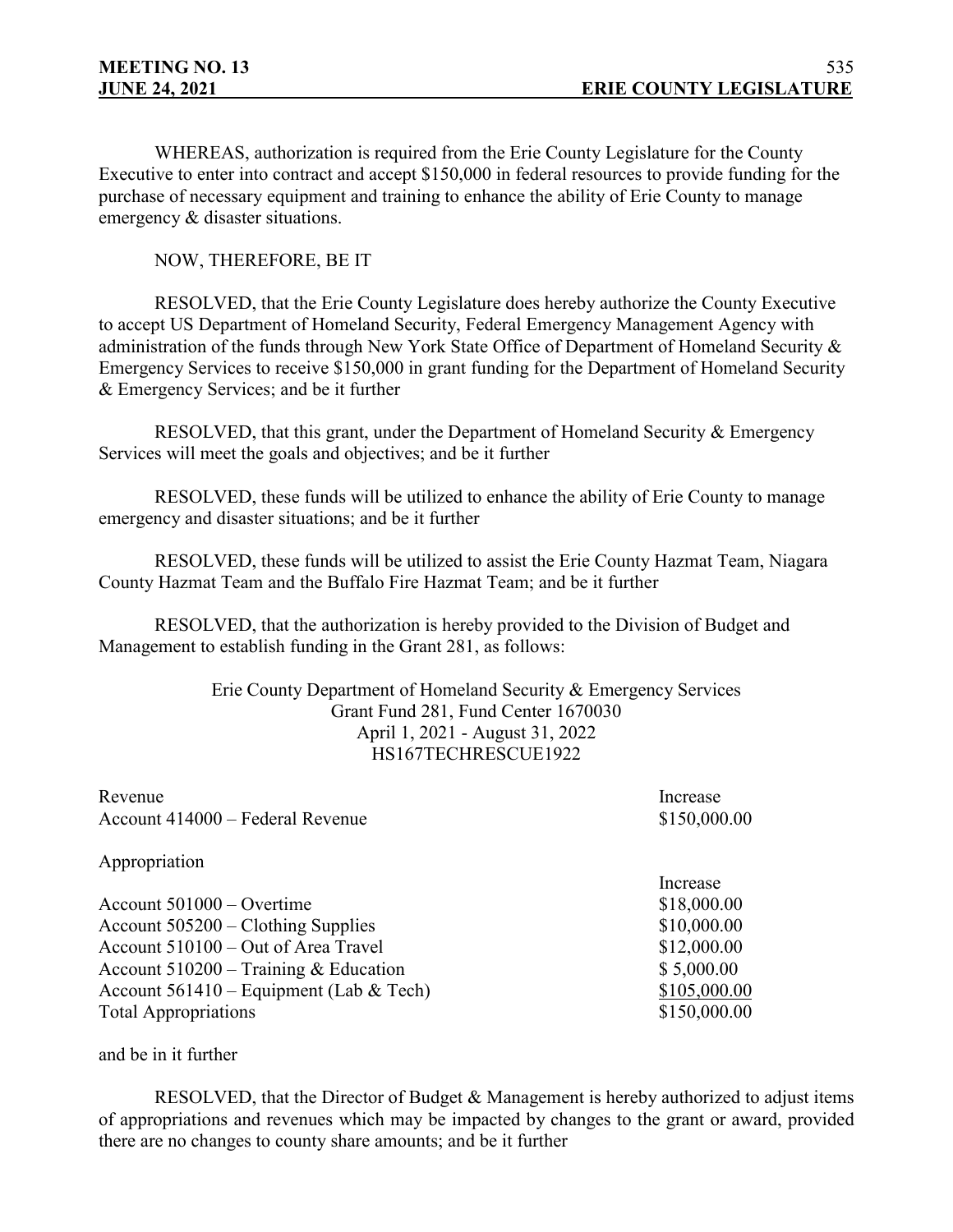WHEREAS, authorization is required from the Erie County Legislature for the County Executive to enter into contract and accept $150,000 in federal resources to provide funding for the purchase of necessary equipment and training to enhance the ability of Erie County to manage emergency & disaster situations.

NOW, THEREFORE, BE IT

RESOLVED, that the Erie County Legislature does hereby authorize the County Executive to accept US Department of Homeland Security, Federal Emergency Management Agency with administration of the funds through New York State Office of Department of Homeland Security & Emergency Services to receive $150,000 in grant funding for the Department of Homeland Security & Emergency Services; and be it further

RESOLVED, that this grant, under the Department of Homeland Security & Emergency Services will meet the goals and objectives; and be it further

RESOLVED, these funds will be utilized to enhance the ability of Erie County to manage emergency and disaster situations; and be it further

RESOLVED, these funds will be utilized to assist the Erie County Hazmat Team, Niagara County Hazmat Team and the Buffalo Fire Hazmat Team; and be it further

RESOLVED, that the authorization is hereby provided to the Division of Budget and Management to establish funding in the Grant 281, as follows:

Erie County Department of Homeland Security & Emergency Services
Grant Fund 281, Fund Center 1670030
April 1, 2021 - August 31, 2022
HS167TECHRESCUE1922

| | |
|---|---|
| Revenue | Increase |
| Account 414000 – Federal Revenue | $150,000.00 |
| | |
| Appropriation | |
| | Increase |
| Account 501000 – Overtime | $18,000.00 |
| Account 505200 – Clothing Supplies | $10,000.00 |
| Account 510100 – Out of Area Travel | $12,000.00 |
| Account 510200 – Training & Education | $ 5,000.00 |
| Account 561410 – Equipment (Lab & Tech) | $105,000.00 |
| Total Appropriations | $150,000.00 |

and be in it further

RESOLVED, that the Director of Budget & Management is hereby authorized to adjust items of appropriations and revenues which may be impacted by changes to the grant or award, provided there are no changes to county share amounts; and be it further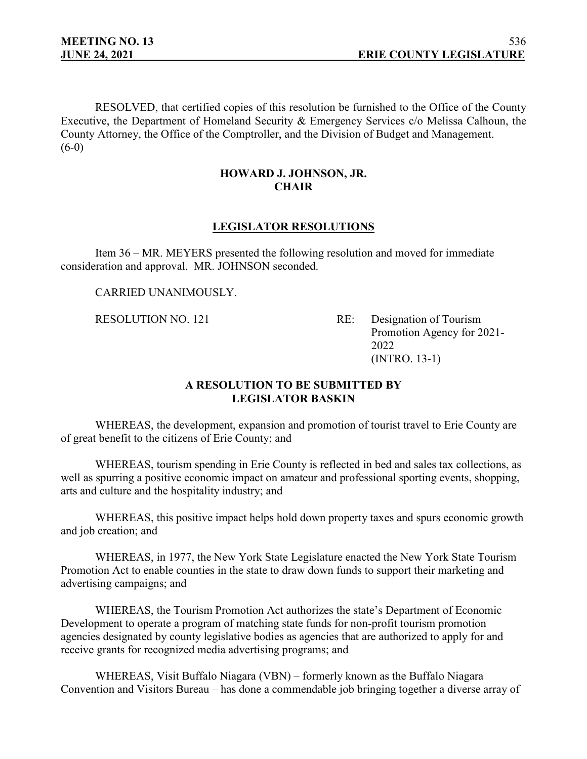RESOLVED, that certified copies of this resolution be furnished to the Office of the County Executive, the Department of Homeland Security & Emergency Services c/o Melissa Calhoun, the County Attorney, the Office of the Comptroller, and the Division of Budget and Management. (6-0)

**HOWARD J. JOHNSON, JR.**
**CHAIR**

## LEGISLATOR RESOLUTIONS

Item 36 – MR. MEYERS presented the following resolution and moved for immediate consideration and approval. MR. JOHNSON seconded.

CARRIED UNANIMOUSLY.

RESOLUTION NO. 121 RE: Designation of Tourism Promotion Agency for 2021-2022 (INTRO. 13-1)

**A RESOLUTION TO BE SUBMITTED BY LEGISLATOR BASKIN**

WHEREAS, the development, expansion and promotion of tourist travel to Erie County are of great benefit to the citizens of Erie County; and

WHEREAS, tourism spending in Erie County is reflected in bed and sales tax collections, as well as spurring a positive economic impact on amateur and professional sporting events, shopping, arts and culture and the hospitality industry; and

WHEREAS, this positive impact helps hold down property taxes and spurs economic growth and job creation; and

WHEREAS, in 1977, the New York State Legislature enacted the New York State Tourism Promotion Act to enable counties in the state to draw down funds to support their marketing and advertising campaigns; and

WHEREAS, the Tourism Promotion Act authorizes the state's Department of Economic Development to operate a program of matching state funds for non-profit tourism promotion agencies designated by county legislative bodies as agencies that are authorized to apply for and receive grants for recognized media advertising programs; and

WHEREAS, Visit Buffalo Niagara (VBN) – formerly known as the Buffalo Niagara Convention and Visitors Bureau – has done a commendable job bringing together a diverse array of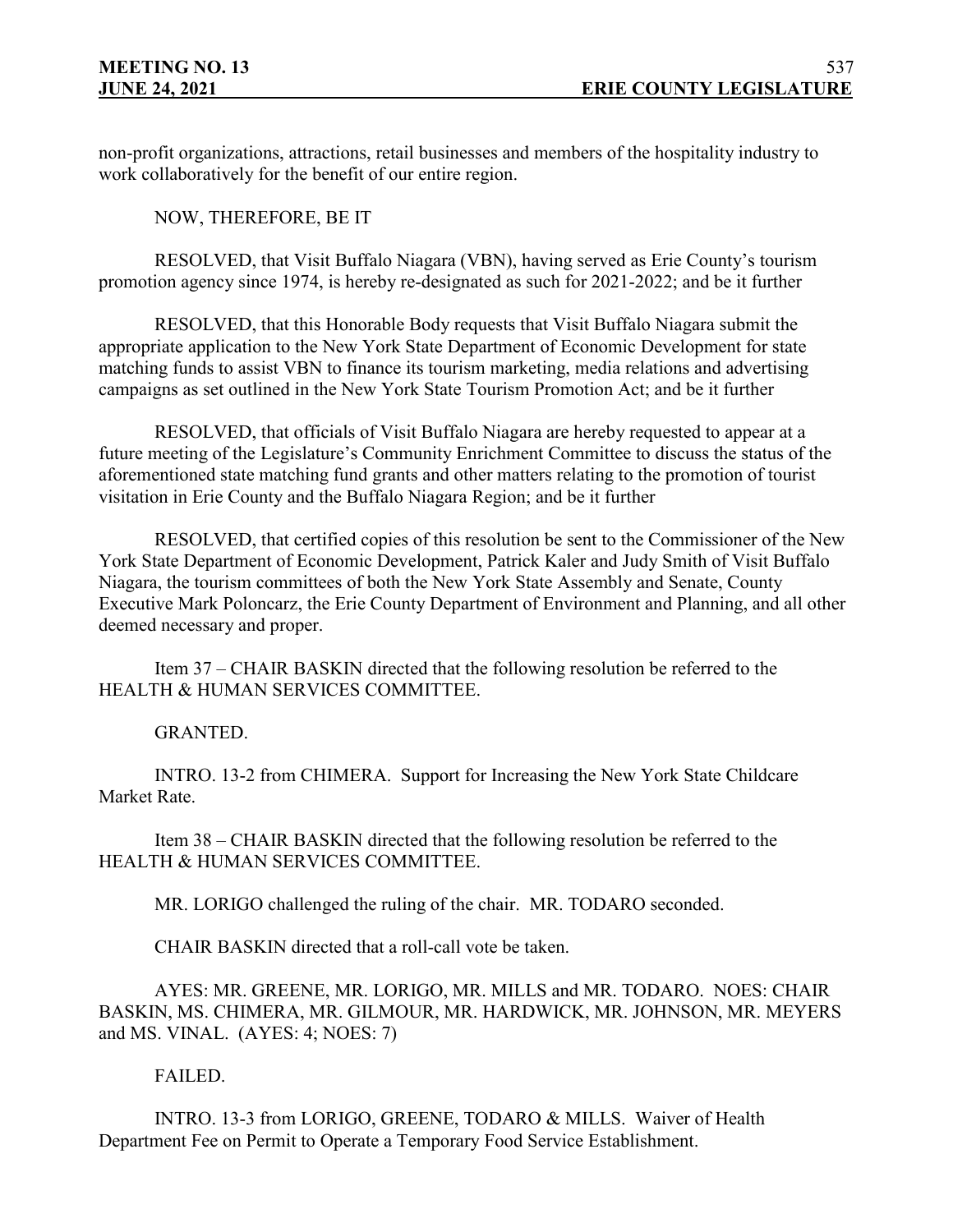non-profit organizations, attractions, retail businesses and members of the hospitality industry to work collaboratively for the benefit of our entire region.

NOW, THEREFORE, BE IT

RESOLVED, that Visit Buffalo Niagara (VBN), having served as Erie County's tourism promotion agency since 1974, is hereby re-designated as such for 2021-2022; and be it further

RESOLVED, that this Honorable Body requests that Visit Buffalo Niagara submit the appropriate application to the New York State Department of Economic Development for state matching funds to assist VBN to finance its tourism marketing, media relations and advertising campaigns as set outlined in the New York State Tourism Promotion Act; and be it further

RESOLVED, that officials of Visit Buffalo Niagara are hereby requested to appear at a future meeting of the Legislature's Community Enrichment Committee to discuss the status of the aforementioned state matching fund grants and other matters relating to the promotion of tourist visitation in Erie County and the Buffalo Niagara Region; and be it further

RESOLVED, that certified copies of this resolution be sent to the Commissioner of the New York State Department of Economic Development, Patrick Kaler and Judy Smith of Visit Buffalo Niagara, the tourism committees of both the New York State Assembly and Senate, County Executive Mark Poloncarz, the Erie County Department of Environment and Planning, and all other deemed necessary and proper.

Item 37 – CHAIR BASKIN directed that the following resolution be referred to the HEALTH & HUMAN SERVICES COMMITTEE.

GRANTED.

INTRO. 13-2 from CHIMERA. Support for Increasing the New York State Childcare Market Rate.

Item 38 – CHAIR BASKIN directed that the following resolution be referred to the HEALTH & HUMAN SERVICES COMMITTEE.

MR. LORIGO challenged the ruling of the chair. MR. TODARO seconded.

CHAIR BASKIN directed that a roll-call vote be taken.

AYES: MR. GREENE, MR. LORIGO, MR. MILLS and MR. TODARO. NOES: CHAIR BASKIN, MS. CHIMERA, MR. GILMOUR, MR. HARDWICK, MR. JOHNSON, MR. MEYERS and MS. VINAL. (AYES: 4; NOES: 7)

FAILED.

INTRO. 13-3 from LORIGO, GREENE, TODARO & MILLS. Waiver of Health Department Fee on Permit to Operate a Temporary Food Service Establishment.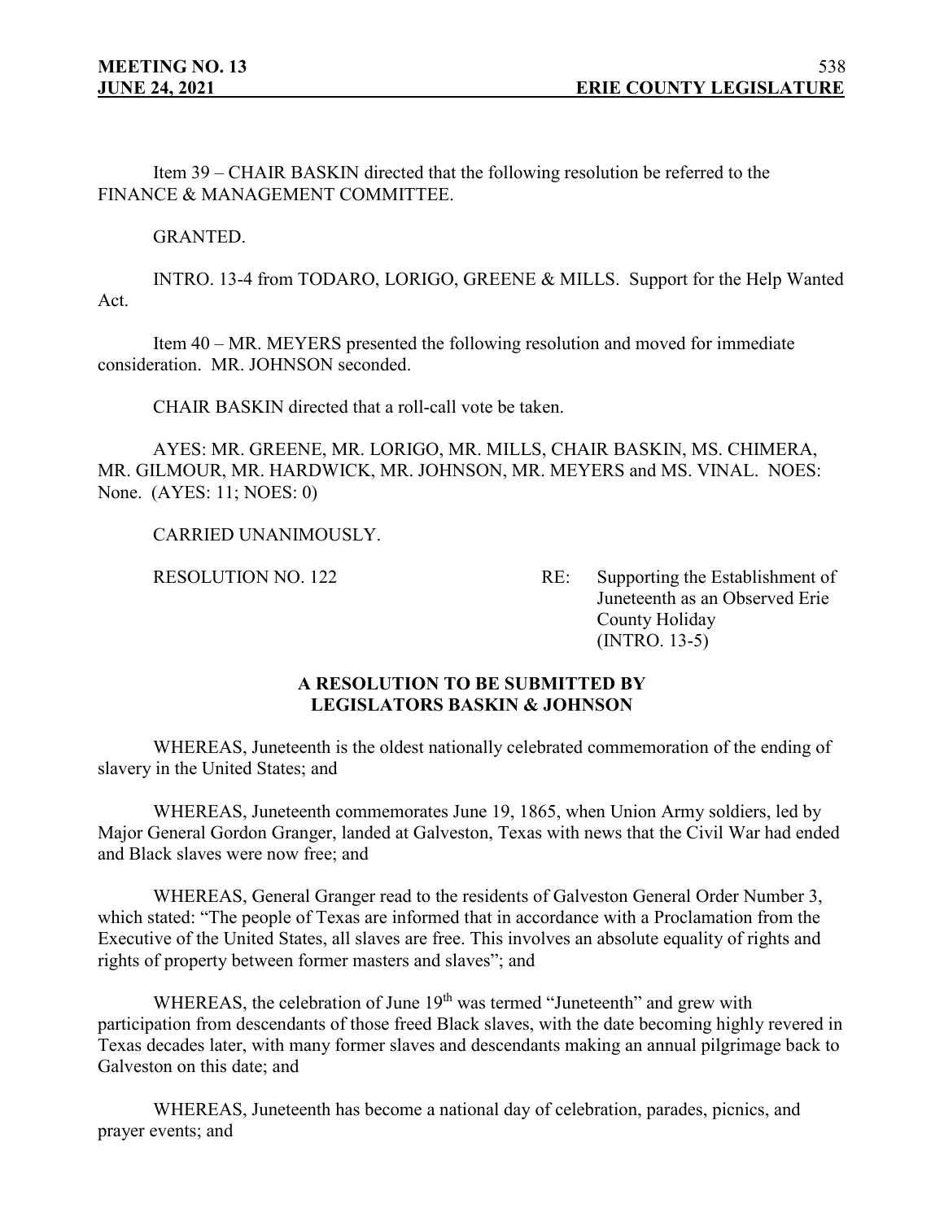Item 39 – CHAIR BASKIN directed that the following resolution be referred to the FINANCE & MANAGEMENT COMMITTEE.

GRANTED.

INTRO. 13-4 from TODARO, LORIGO, GREENE & MILLS. Support for the Help Wanted Act.

Item 40 – MR. MEYERS presented the following resolution and moved for immediate consideration. MR. JOHNSON seconded.

CHAIR BASKIN directed that a roll-call vote be taken.

AYES: MR. GREENE, MR. LORIGO, MR. MILLS, CHAIR BASKIN, MS. CHIMERA, MR. GILMOUR, MR. HARDWICK, MR. JOHNSON, MR. MEYERS and MS. VINAL. NOES: None. (AYES: 11; NOES: 0)

CARRIED UNANIMOUSLY.

RESOLUTION NO. 122 RE: Supporting the Establishment of Juneteenth as an Observed Erie County Holiday (INTRO. 13-5)

**A RESOLUTION TO BE SUBMITTED BY LEGISLATORS BASKIN & JOHNSON**

WHEREAS, Juneteenth is the oldest nationally celebrated commemoration of the ending of slavery in the United States; and

WHEREAS, Juneteenth commemorates June 19, 1865, when Union Army soldiers, led by Major General Gordon Granger, landed at Galveston, Texas with news that the Civil War had ended and Black slaves were now free; and

WHEREAS, General Granger read to the residents of Galveston General Order Number 3, which stated: "The people of Texas are informed that in accordance with a Proclamation from the Executive of the United States, all slaves are free. This involves an absolute equality of rights and rights of property between former masters and slaves"; and

WHEREAS, the celebration of June 19th was termed "Juneteenth" and grew with participation from descendants of those freed Black slaves, with the date becoming highly revered in Texas decades later, with many former slaves and descendants making an annual pilgrimage back to Galveston on this date; and

WHEREAS, Juneteenth has become a national day of celebration, parades, picnics, and prayer events; and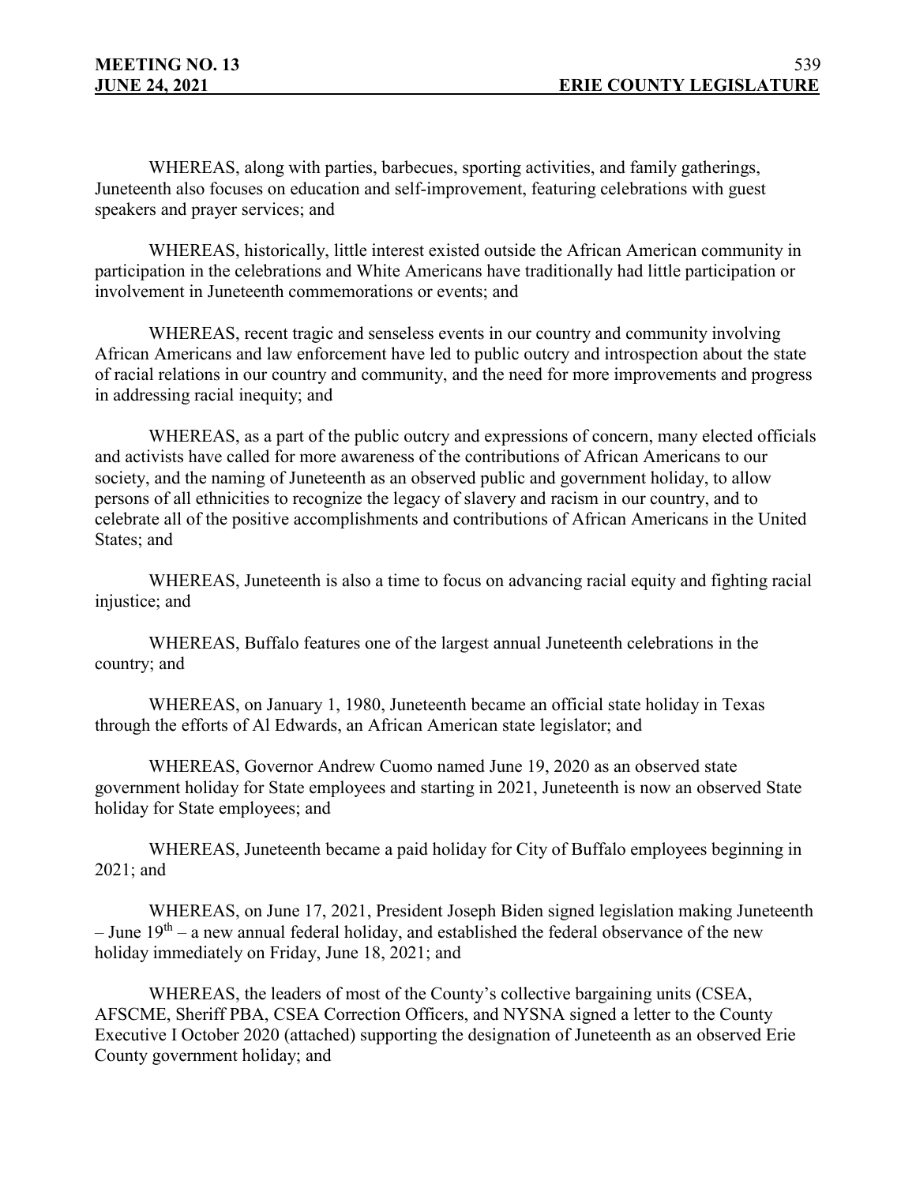WHEREAS, along with parties, barbecues, sporting activities, and family gatherings, Juneteenth also focuses on education and self-improvement, featuring celebrations with guest speakers and prayer services; and

WHEREAS, historically, little interest existed outside the African American community in participation in the celebrations and White Americans have traditionally had little participation or involvement in Juneteenth commemorations or events; and

WHEREAS, recent tragic and senseless events in our country and community involving African Americans and law enforcement have led to public outcry and introspection about the state of racial relations in our country and community, and the need for more improvements and progress in addressing racial inequity; and

WHEREAS, as a part of the public outcry and expressions of concern, many elected officials and activists have called for more awareness of the contributions of African Americans to our society, and the naming of Juneteenth as an observed public and government holiday, to allow persons of all ethnicities to recognize the legacy of slavery and racism in our country, and to celebrate all of the positive accomplishments and contributions of African Americans in the United States; and

WHEREAS, Juneteenth is also a time to focus on advancing racial equity and fighting racial injustice; and

WHEREAS, Buffalo features one of the largest annual Juneteenth celebrations in the country; and

WHEREAS, on January 1, 1980, Juneteenth became an official state holiday in Texas through the efforts of Al Edwards, an African American state legislator; and

WHEREAS, Governor Andrew Cuomo named June 19, 2020 as an observed state government holiday for State employees and starting in 2021, Juneteenth is now an observed State holiday for State employees; and

WHEREAS, Juneteenth became a paid holiday for City of Buffalo employees beginning in 2021; and

WHEREAS, on June 17, 2021, President Joseph Biden signed legislation making Juneteenth – June 19th – a new annual federal holiday, and established the federal observance of the new holiday immediately on Friday, June 18, 2021; and

WHEREAS, the leaders of most of the County's collective bargaining units (CSEA, AFSCME, Sheriff PBA, CSEA Correction Officers, and NYSNA signed a letter to the County Executive I October 2020 (attached) supporting the designation of Juneteenth as an observed Erie County government holiday; and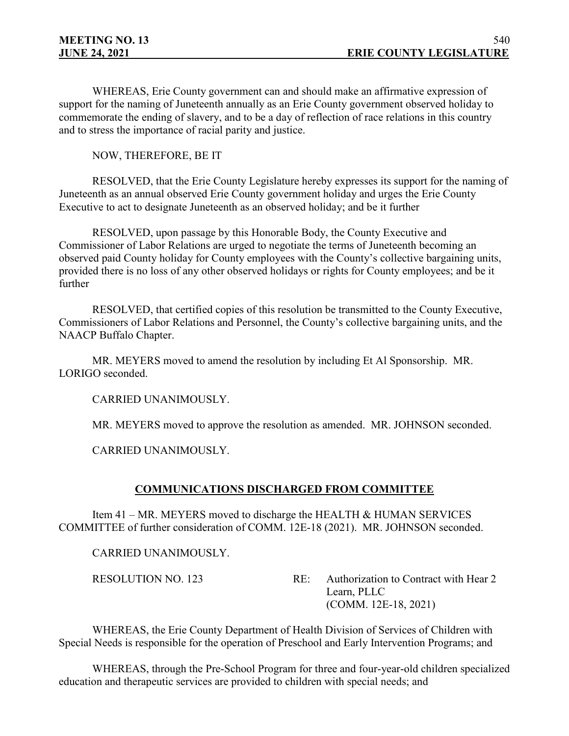WHEREAS, Erie County government can and should make an affirmative expression of support for the naming of Juneteenth annually as an Erie County government observed holiday to commemorate the ending of slavery, and to be a day of reflection of race relations in this country and to stress the importance of racial parity and justice.

NOW, THEREFORE, BE IT

RESOLVED, that the Erie County Legislature hereby expresses its support for the naming of Juneteenth as an annual observed Erie County government holiday and urges the Erie County Executive to act to designate Juneteenth as an observed holiday; and be it further

RESOLVED, upon passage by this Honorable Body, the County Executive and Commissioner of Labor Relations are urged to negotiate the terms of Juneteenth becoming an observed paid County holiday for County employees with the County's collective bargaining units, provided there is no loss of any other observed holidays or rights for County employees; and be it further

RESOLVED, that certified copies of this resolution be transmitted to the County Executive, Commissioners of Labor Relations and Personnel, the County's collective bargaining units, and the NAACP Buffalo Chapter.

MR. MEYERS moved to amend the resolution by including Et Al Sponsorship. MR. LORIGO seconded.

CARRIED UNANIMOUSLY.

MR. MEYERS moved to approve the resolution as amended. MR. JOHNSON seconded.

CARRIED UNANIMOUSLY.

## COMMUNICATIONS DISCHARGED FROM COMMITTEE

Item 41 – MR. MEYERS moved to discharge the HEALTH & HUMAN SERVICES COMMITTEE of further consideration of COMM. 12E-18 (2021). MR. JOHNSON seconded.

CARRIED UNANIMOUSLY.

RESOLUTION NO. 123 RE: Authorization to Contract with Hear 2 Learn, PLLC (COMM. 12E-18, 2021)

WHEREAS, the Erie County Department of Health Division of Services of Children with Special Needs is responsible for the operation of Preschool and Early Intervention Programs; and

WHEREAS, through the Pre-School Program for three and four-year-old children specialized education and therapeutic services are provided to children with special needs; and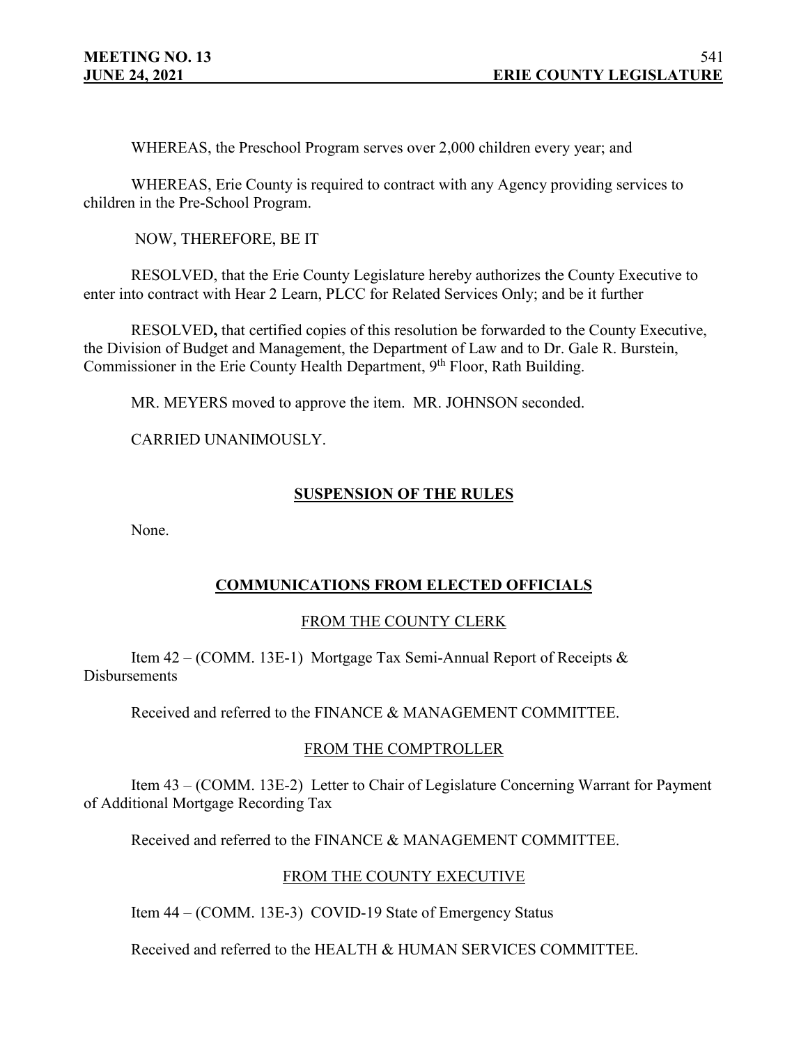WHEREAS, the Preschool Program serves over 2,000 children every year; and

WHEREAS, Erie County is required to contract with any Agency providing services to children in the Pre-School Program.

NOW, THEREFORE, BE IT

RESOLVED, that the Erie County Legislature hereby authorizes the County Executive to enter into contract with Hear 2 Learn, PLCC for Related Services Only; and be it further

RESOLVED**,** that certified copies of this resolution be forwarded to the County Executive, the Division of Budget and Management, the Department of Law and to Dr. Gale R. Burstein, Commissioner in the Erie County Health Department, 9th Floor, Rath Building.

MR. MEYERS moved to approve the item. MR. JOHNSON seconded.

CARRIED UNANIMOUSLY.

## SUSPENSION OF THE RULES

None.

## COMMUNICATIONS FROM ELECTED OFFICIALS

### FROM THE COUNTY CLERK

Item 42 – (COMM. 13E-1) Mortgage Tax Semi-Annual Report of Receipts & Disbursements

Received and referred to the FINANCE & MANAGEMENT COMMITTEE.

### FROM THE COMPTROLLER

Item 43 – (COMM. 13E-2) Letter to Chair of Legislature Concerning Warrant for Payment of Additional Mortgage Recording Tax

Received and referred to the FINANCE & MANAGEMENT COMMITTEE.

### FROM THE COUNTY EXECUTIVE

Item 44 – (COMM. 13E-3) COVID-19 State of Emergency Status

Received and referred to the HEALTH & HUMAN SERVICES COMMITTEE.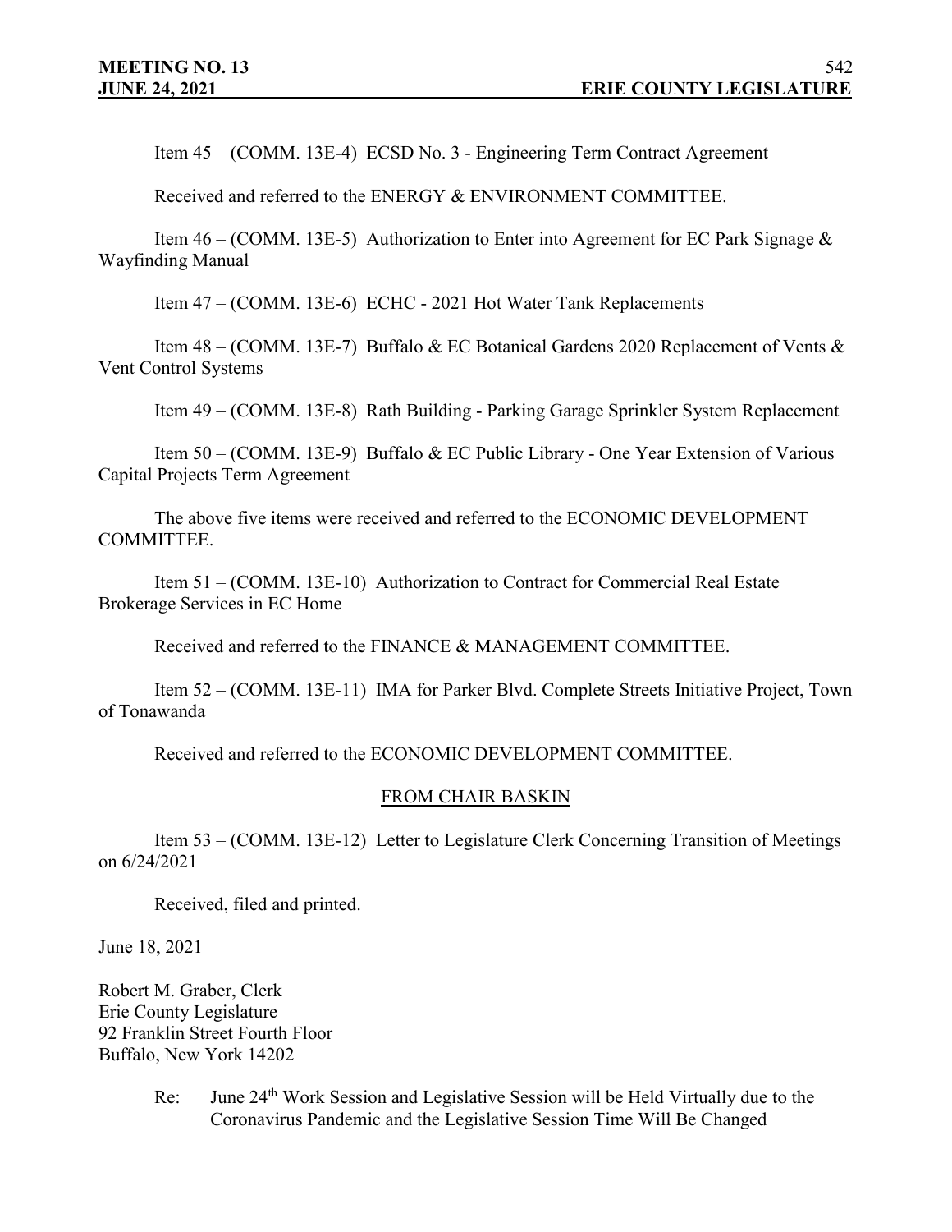Item 45 – (COMM. 13E-4) ECSD No. 3 - Engineering Term Contract Agreement

Received and referred to the ENERGY & ENVIRONMENT COMMITTEE.

Item 46 – (COMM. 13E-5) Authorization to Enter into Agreement for EC Park Signage & Wayfinding Manual

Item 47 – (COMM. 13E-6) ECHC - 2021 Hot Water Tank Replacements

Item 48 – (COMM. 13E-7) Buffalo & EC Botanical Gardens 2020 Replacement of Vents & Vent Control Systems

Item 49 – (COMM. 13E-8) Rath Building - Parking Garage Sprinkler System Replacement

Item 50 – (COMM. 13E-9) Buffalo & EC Public Library - One Year Extension of Various Capital Projects Term Agreement

The above five items were received and referred to the ECONOMIC DEVELOPMENT COMMITTEE.

Item 51 – (COMM. 13E-10) Authorization to Contract for Commercial Real Estate Brokerage Services in EC Home

Received and referred to the FINANCE & MANAGEMENT COMMITTEE.

Item 52 – (COMM. 13E-11) IMA for Parker Blvd. Complete Streets Initiative Project, Town of Tonawanda

Received and referred to the ECONOMIC DEVELOPMENT COMMITTEE.

## FROM CHAIR BASKIN

Item 53 – (COMM. 13E-12) Letter to Legislature Clerk Concerning Transition of Meetings on 6/24/2021

Received, filed and printed.

June 18, 2021

Robert M. Graber, Clerk
Erie County Legislature
92 Franklin Street Fourth Floor
Buffalo, New York 14202

Re: June 24th Work Session and Legislative Session will be Held Virtually due to the Coronavirus Pandemic and the Legislative Session Time Will Be Changed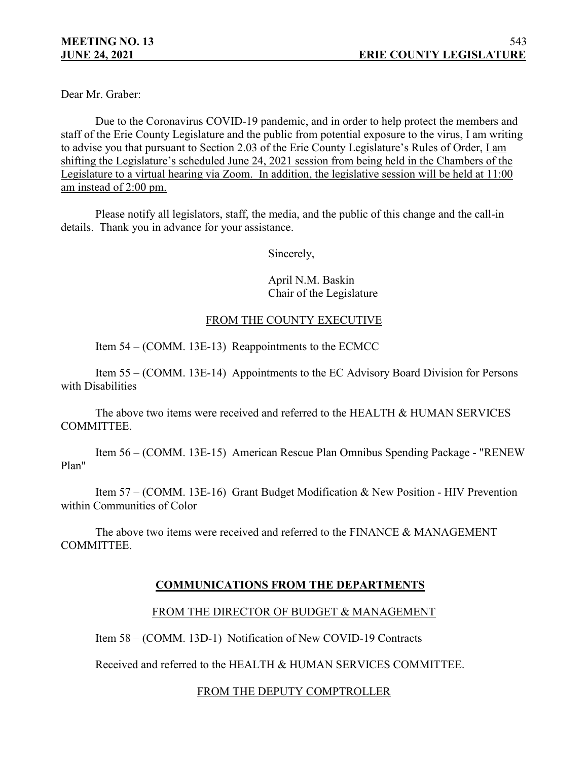Dear Mr. Graber:

Due to the Coronavirus COVID-19 pandemic, and in order to help protect the members and staff of the Erie County Legislature and the public from potential exposure to the virus, I am writing to advise you that pursuant to Section 2.03 of the Erie County Legislature's Rules of Order, I am shifting the Legislature's scheduled June 24, 2021 session from being held in the Chambers of the Legislature to a virtual hearing via Zoom. In addition, the legislative session will be held at 11:00 am instead of 2:00 pm.

Please notify all legislators, staff, the media, and the public of this change and the call-in details. Thank you in advance for your assistance.

Sincerely,

April N.M. Baskin
Chair of the Legislature

FROM THE COUNTY EXECUTIVE

Item 54 – (COMM. 13E-13) Reappointments to the ECMCC

Item 55 – (COMM. 13E-14) Appointments to the EC Advisory Board Division for Persons with Disabilities

The above two items were received and referred to the HEALTH & HUMAN SERVICES COMMITTEE.

Item 56 – (COMM. 13E-15) American Rescue Plan Omnibus Spending Package - "RENEW Plan"

Item 57 – (COMM. 13E-16) Grant Budget Modification & New Position - HIV Prevention within Communities of Color

The above two items were received and referred to the FINANCE & MANAGEMENT COMMITTEE.

## COMMUNICATIONS FROM THE DEPARTMENTS

FROM THE DIRECTOR OF BUDGET & MANAGEMENT

Item 58 – (COMM. 13D-1) Notification of New COVID-19 Contracts

Received and referred to the HEALTH & HUMAN SERVICES COMMITTEE.

FROM THE DEPUTY COMPTROLLER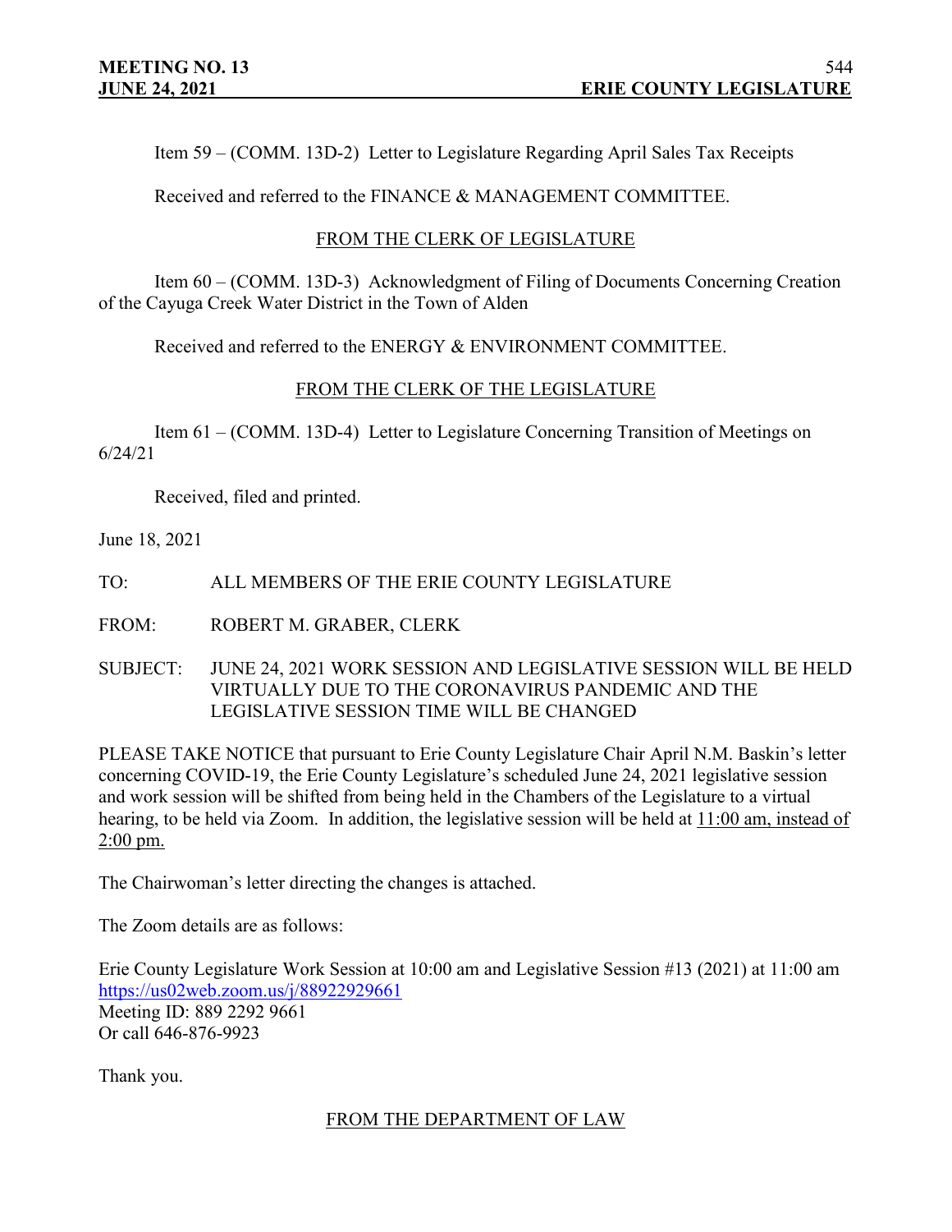Item 59 – (COMM. 13D-2) Letter to Legislature Regarding April Sales Tax Receipts

Received and referred to the FINANCE & MANAGEMENT COMMITTEE.

FROM THE CLERK OF LEGISLATURE

Item 60 – (COMM. 13D-3) Acknowledgment of Filing of Documents Concerning Creation of the Cayuga Creek Water District in the Town of Alden

Received and referred to the ENERGY & ENVIRONMENT COMMITTEE.

FROM THE CLERK OF THE LEGISLATURE

Item 61 – (COMM. 13D-4) Letter to Legislature Concerning Transition of Meetings on 6/24/21

Received, filed and printed.

June 18, 2021

TO: ALL MEMBERS OF THE ERIE COUNTY LEGISLATURE

FROM: ROBERT M. GRABER, CLERK

SUBJECT: JUNE 24, 2021 WORK SESSION AND LEGISLATIVE SESSION WILL BE HELD VIRTUALLY DUE TO THE CORONAVIRUS PANDEMIC AND THE LEGISLATIVE SESSION TIME WILL BE CHANGED

PLEASE TAKE NOTICE that pursuant to Erie County Legislature Chair April N.M. Baskin's letter concerning COVID-19, the Erie County Legislature's scheduled June 24, 2021 legislative session and work session will be shifted from being held in the Chambers of the Legislature to a virtual hearing, to be held via Zoom. In addition, the legislative session will be held at 11:00 am, instead of 2:00 pm.

The Chairwoman's letter directing the changes is attached.

The Zoom details are as follows:

Erie County Legislature Work Session at 10:00 am and Legislative Session #13 (2021) at 11:00 am
https://us02web.zoom.us/j/88922929661
Meeting ID: 889 2292 9661
Or call 646-876-9923

Thank you.

FROM THE DEPARTMENT OF LAW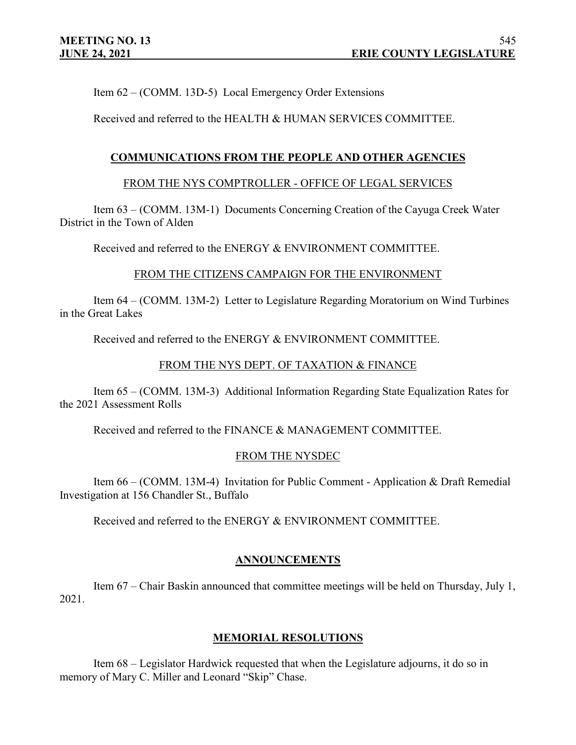Item 62 – (COMM. 13D-5) Local Emergency Order Extensions

Received and referred to the HEALTH & HUMAN SERVICES COMMITTEE.

## COMMUNICATIONS FROM THE PEOPLE AND OTHER AGENCIES

### FROM THE NYS COMPTROLLER - OFFICE OF LEGAL SERVICES

Item 63 – (COMM. 13M-1) Documents Concerning Creation of the Cayuga Creek Water District in the Town of Alden

Received and referred to the ENERGY & ENVIRONMENT COMMITTEE.

### FROM THE CITIZENS CAMPAIGN FOR THE ENVIRONMENT

Item 64 – (COMM. 13M-2) Letter to Legislature Regarding Moratorium on Wind Turbines in the Great Lakes

Received and referred to the ENERGY & ENVIRONMENT COMMITTEE.

### FROM THE NYS DEPT. OF TAXATION & FINANCE

Item 65 – (COMM. 13M-3) Additional Information Regarding State Equalization Rates for the 2021 Assessment Rolls

Received and referred to the FINANCE & MANAGEMENT COMMITTEE.

### FROM THE NYSDEC

Item 66 – (COMM. 13M-4) Invitation for Public Comment - Application & Draft Remedial Investigation at 156 Chandler St., Buffalo

Received and referred to the ENERGY & ENVIRONMENT COMMITTEE.

## ANNOUNCEMENTS

Item 67 – Chair Baskin announced that committee meetings will be held on Thursday, July 1, 2021.

## MEMORIAL RESOLUTIONS

Item 68 – Legislator Hardwick requested that when the Legislature adjourns, it do so in memory of Mary C. Miller and Leonard "Skip" Chase.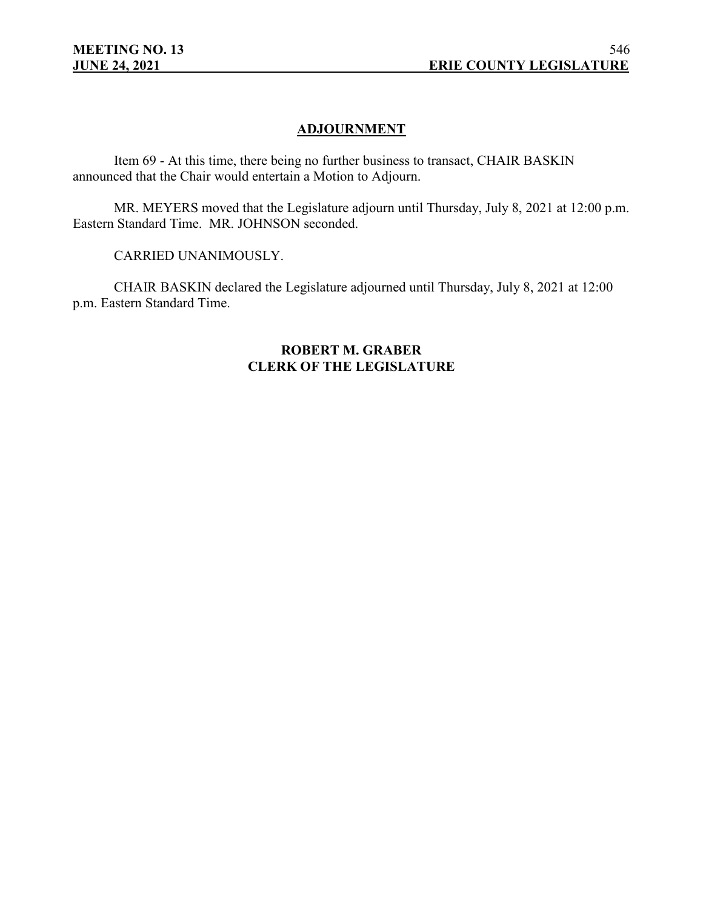## ADJOURNMENT

Item 69 - At this time, there being no further business to transact, CHAIR BASKIN announced that the Chair would entertain a Motion to Adjourn.

MR. MEYERS moved that the Legislature adjourn until Thursday, July 8, 2021 at 12:00 p.m. Eastern Standard Time. MR. JOHNSON seconded.

CARRIED UNANIMOUSLY.

CHAIR BASKIN declared the Legislature adjourned until Thursday, July 8, 2021 at 12:00 p.m. Eastern Standard Time.

**ROBERT M. GRABER**
**CLERK OF THE LEGISLATURE**